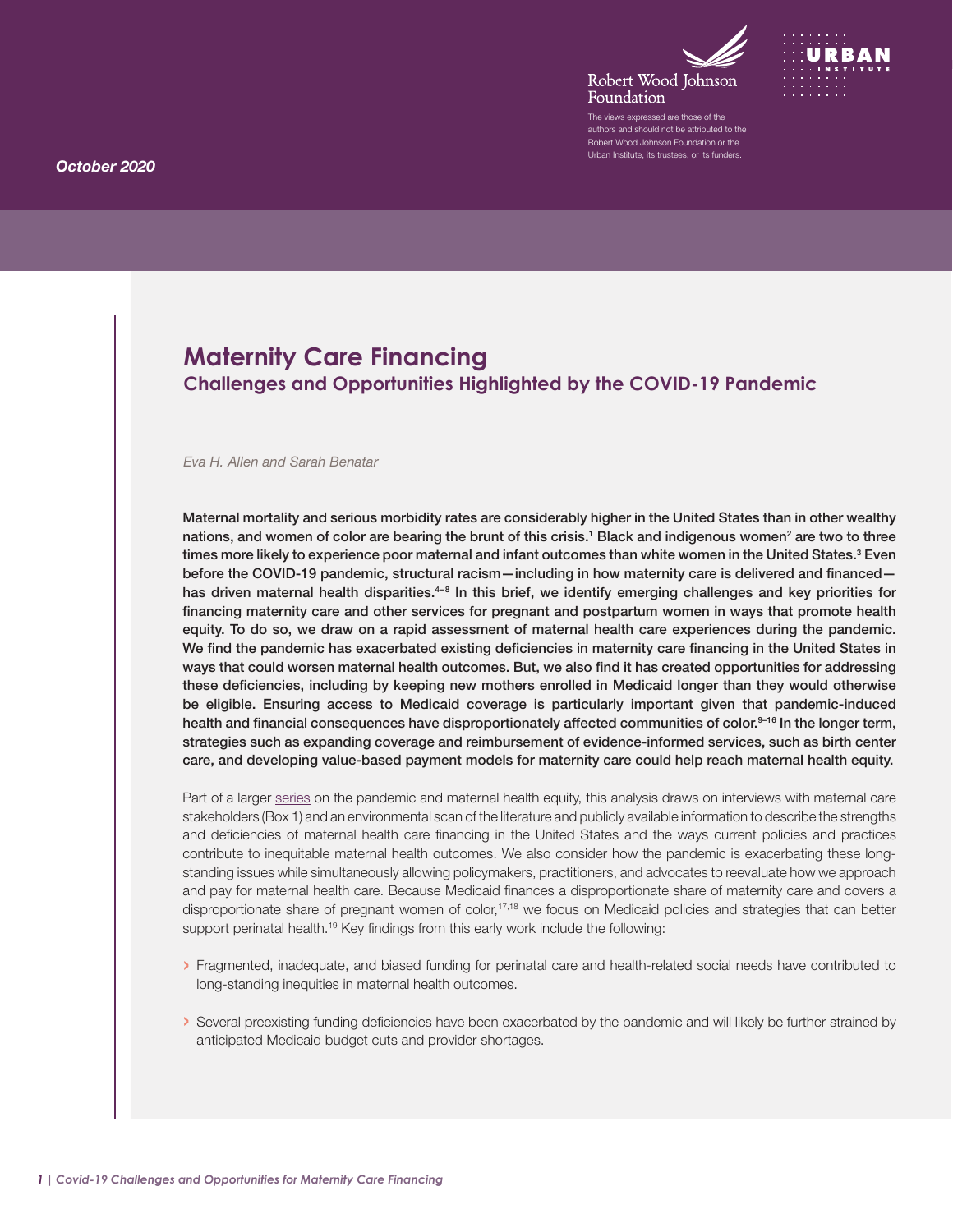Robert Wood Johnson Foundation

URBAN INSTITUTE

The views expressed are those of the authors and should not be attributed to the Robert Wood Johnson Foundation or the Urban Institute, its trustees, or its funders.

*October 2020*

# Maternity Care Financing

## Challenges and Opportunities Highlighted by the COVID-19 Pandemic

*Eva H. Allen and Sarah Benatar*

**Maternal mortality and serious morbidity rates are considerably higher in the United States than in other wealthy nations, and women of color are bearing the brunt of this crisis.[1] Black and indigenous women[2] are two to three times more likely to experience poor maternal and infant outcomes than white women in the United States.[3] Even before the COVID-19 pandemic, structural racism—including in how maternity care is delivered and financed—has driven maternal health disparities.[4–8] In this brief, we identify emerging challenges and key priorities for financing maternity care and other services for pregnant and postpartum women in ways that promote health equity. To do so, we draw on a rapid assessment of maternal health care experiences during the pandemic. We find the pandemic has exacerbated existing deficiencies in maternity care financing in the United States in ways that could worsen maternal health outcomes. But, we also find it has created opportunities for addressing these deficiencies, including by keeping new mothers enrolled in Medicaid longer than they would otherwise be eligible. Ensuring access to Medicaid coverage is particularly important given that pandemic-induced health and financial consequences have disproportionately affected communities of color.[9–16] In the longer term, strategies such as expanding coverage and reimbursement of evidence-informed services, such as birth center care, and developing value-based payment models for maternity care could help reach maternal health equity.**

Part of a larger series on the pandemic and maternal health equity, this analysis draws on interviews with maternal care stakeholders (Box 1) and an environmental scan of the literature and publicly available information to describe the strengths and deficiencies of maternal health care financing in the United States and the ways current policies and practices contribute to inequitable maternal health outcomes. We also consider how the pandemic is exacerbating these long-standing issues while simultaneously allowing policymakers, practitioners, and advocates to reevaluate how we approach and pay for maternal health care. Because Medicaid finances a disproportionate share of maternity care and covers a disproportionate share of pregnant women of color,[17,18] we focus on Medicaid policies and strategies that can better support perinatal health.[19] Key findings from this early work include the following:

- Fragmented, inadequate, and biased funding for perinatal care and health-related social needs have contributed to long-standing inequities in maternal health outcomes.
- Several preexisting funding deficiencies have been exacerbated by the pandemic and will likely be further strained by anticipated Medicaid budget cuts and provider shortages.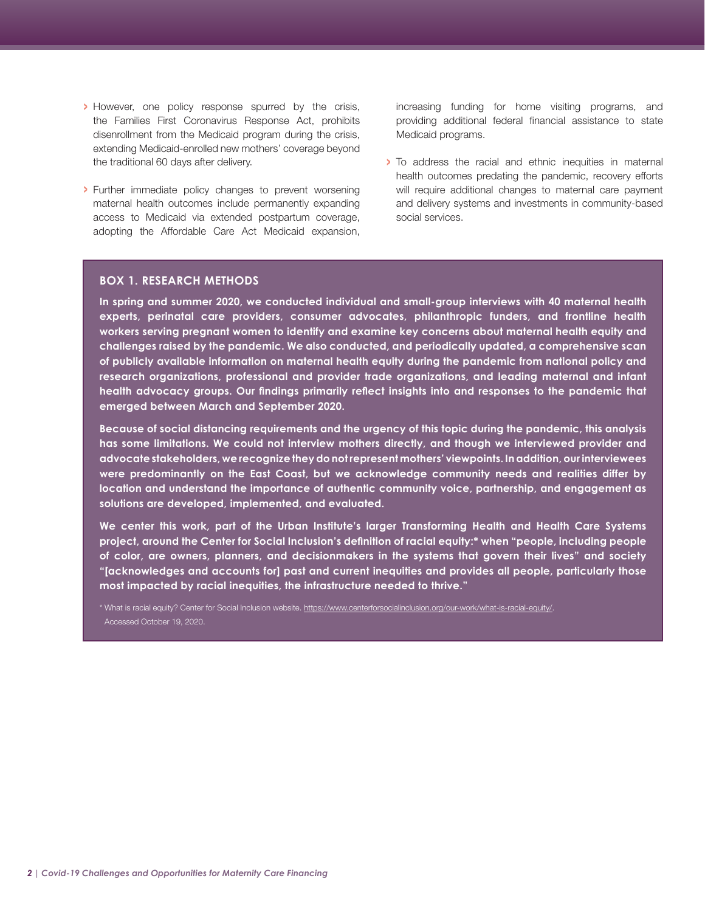- However, one policy response spurred by the crisis, the Families First Coronavirus Response Act, prohibits disenrollment from the Medicaid program during the crisis, extending Medicaid-enrolled new mothers' coverage beyond the traditional 60 days after delivery.
- Further immediate policy changes to prevent worsening maternal health outcomes include permanently expanding access to Medicaid via extended postpartum coverage, adopting the Affordable Care Act Medicaid expansion, increasing funding for home visiting programs, and providing additional federal financial assistance to state Medicaid programs.
- To address the racial and ethnic inequities in maternal health outcomes predating the pandemic, recovery efforts will require additional changes to maternal care payment and delivery systems and investments in community-based social services.

## BOX 1. RESEARCH METHODS

**In spring and summer 2020, we conducted individual and small-group interviews with 40 maternal health experts, perinatal care providers, consumer advocates, philanthropic funders, and frontline health workers serving pregnant women to identify and examine key concerns about maternal health equity and challenges raised by the pandemic. We also conducted, and periodically updated, a comprehensive scan of publicly available information on maternal health equity during the pandemic from national policy and research organizations, professional and provider trade organizations, and leading maternal and infant health advocacy groups. Our findings primarily reflect insights into and responses to the pandemic that emerged between March and September 2020.**

**Because of social distancing requirements and the urgency of this topic during the pandemic, this analysis has some limitations. We could not interview mothers directly, and though we interviewed provider and advocate stakeholders, we recognize they do not represent mothers' viewpoints. In addition, our interviewees were predominantly on the East Coast, but we acknowledge community needs and realities differ by location and understand the importance of authentic community voice, partnership, and engagement as solutions are developed, implemented, and evaluated.**

**We center this work, part of the Urban Institute's larger Transforming Health and Health Care Systems project, around the Center for Social Inclusion's definition of racial equity:* when "people, including people of color, are owners, planners, and decisionmakers in the systems that govern their lives" and society "[acknowledges and accounts for] past and current inequities and provides all people, particularly those most impacted by racial inequities, the infrastructure needed to thrive."**

\* What is racial equity? Center for Social Inclusion website. https://www.centerforsocialinclusion.org/our-work/what-is-racial-equity/. Accessed October 19, 2020.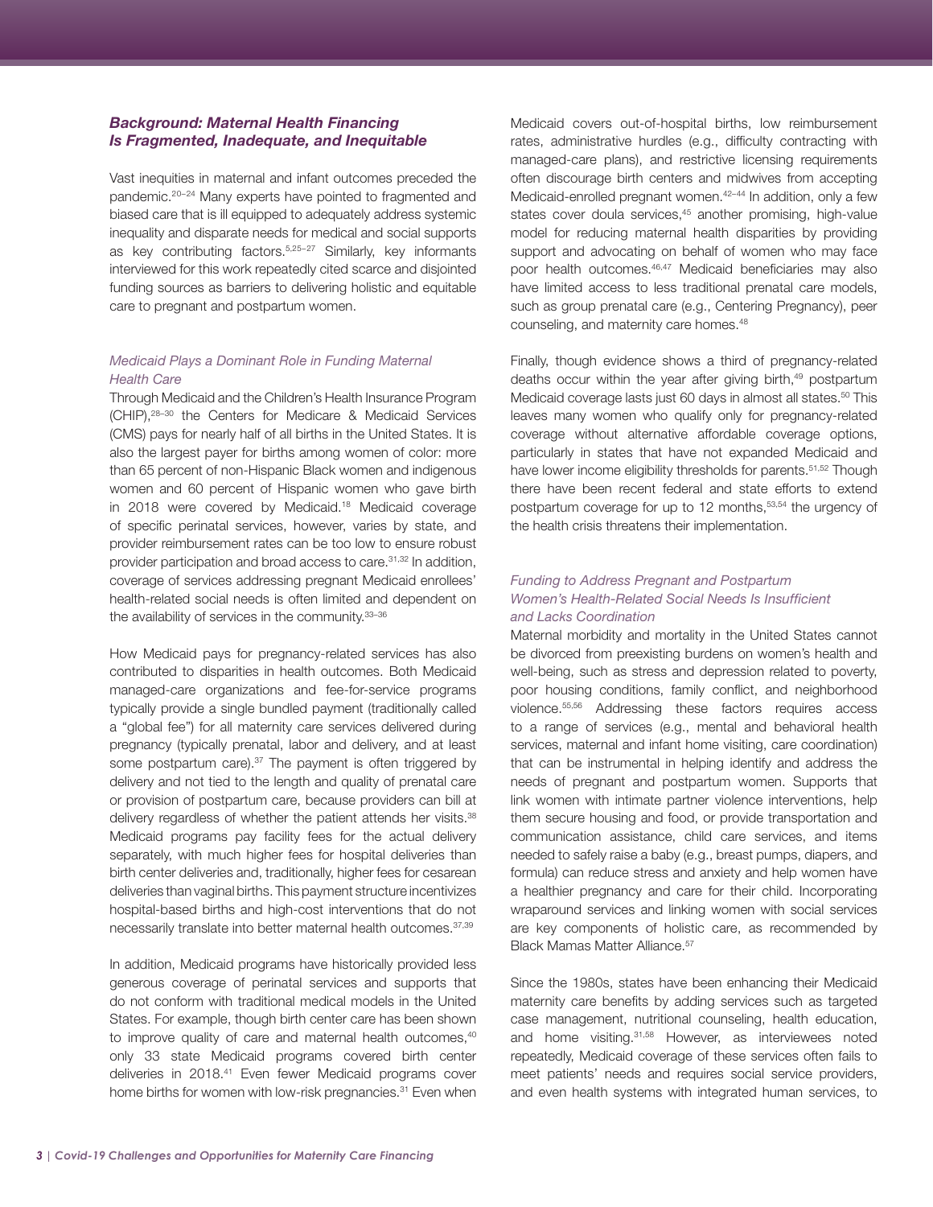## *Background: Maternal Health Financing Is Fragmented, Inadequate, and Inequitable*

Vast inequities in maternal and infant outcomes preceded the pandemic.[20–24] Many experts have pointed to fragmented and biased care that is ill equipped to adequately address systemic inequality and disparate needs for medical and social supports as key contributing factors.[5,25–27] Similarly, key informants interviewed for this work repeatedly cited scarce and disjointed funding sources as barriers to delivering holistic and equitable care to pregnant and postpartum women.

### *Medicaid Plays a Dominant Role in Funding Maternal Health Care*

Through Medicaid and the Children's Health Insurance Program (CHIP),[28–30] the Centers for Medicare & Medicaid Services (CMS) pays for nearly half of all births in the United States. It is also the largest payer for births among women of color: more than 65 percent of non-Hispanic Black women and indigenous women and 60 percent of Hispanic women who gave birth in 2018 were covered by Medicaid.[18] Medicaid coverage of specific perinatal services, however, varies by state, and provider reimbursement rates can be too low to ensure robust provider participation and broad access to care.[31,32] In addition, coverage of services addressing pregnant Medicaid enrollees' health-related social needs is often limited and dependent on the availability of services in the community.[33–36]

How Medicaid pays for pregnancy-related services has also contributed to disparities in health outcomes. Both Medicaid managed-care organizations and fee-for-service programs typically provide a single bundled payment (traditionally called a "global fee") for all maternity care services delivered during pregnancy (typically prenatal, labor and delivery, and at least some postpartum care).[37] The payment is often triggered by delivery and not tied to the length and quality of prenatal care or provision of postpartum care, because providers can bill at delivery regardless of whether the patient attends her visits.[38] Medicaid programs pay facility fees for the actual delivery separately, with much higher fees for hospital deliveries than birth center deliveries and, traditionally, higher fees for cesarean deliveries than vaginal births. This payment structure incentivizes hospital-based births and high-cost interventions that do not necessarily translate into better maternal health outcomes.[37,39]

In addition, Medicaid programs have historically provided less generous coverage of perinatal services and supports that do not conform with traditional medical models in the United States. For example, though birth center care has been shown to improve quality of care and maternal health outcomes,[40] only 33 state Medicaid programs covered birth center deliveries in 2018.[41] Even fewer Medicaid programs cover home births for women with low-risk pregnancies.[31] Even when Medicaid covers out-of-hospital births, low reimbursement rates, administrative hurdles (e.g., difficulty contracting with managed-care plans), and restrictive licensing requirements often discourage birth centers and midwives from accepting Medicaid-enrolled pregnant women.[42–44] In addition, only a few states cover doula services,[45] another promising, high-value model for reducing maternal health disparities by providing support and advocating on behalf of women who may face poor health outcomes.[46,47] Medicaid beneficiaries may also have limited access to less traditional prenatal care models, such as group prenatal care (e.g., Centering Pregnancy), peer counseling, and maternity care homes.[48]

Finally, though evidence shows a third of pregnancy-related deaths occur within the year after giving birth,[49] postpartum Medicaid coverage lasts just 60 days in almost all states.[50] This leaves many women who qualify only for pregnancy-related coverage without alternative affordable coverage options, particularly in states that have not expanded Medicaid and have lower income eligibility thresholds for parents.[51,52] Though there have been recent federal and state efforts to extend postpartum coverage for up to 12 months,[53,54] the urgency of the health crisis threatens their implementation.

### *Funding to Address Pregnant and Postpartum Women's Health-Related Social Needs Is Insufficient and Lacks Coordination*

Maternal morbidity and mortality in the United States cannot be divorced from preexisting burdens on women's health and well-being, such as stress and depression related to poverty, poor housing conditions, family conflict, and neighborhood violence.[55,56] Addressing these factors requires access to a range of services (e.g., mental and behavioral health services, maternal and infant home visiting, care coordination) that can be instrumental in helping identify and address the needs of pregnant and postpartum women. Supports that link women with intimate partner violence interventions, help them secure housing and food, or provide transportation and communication assistance, child care services, and items needed to safely raise a baby (e.g., breast pumps, diapers, and formula) can reduce stress and anxiety and help women have a healthier pregnancy and care for their child. Incorporating wraparound services and linking women with social services are key components of holistic care, as recommended by Black Mamas Matter Alliance.[57]

Since the 1980s, states have been enhancing their Medicaid maternity care benefits by adding services such as targeted case management, nutritional counseling, health education, and home visiting.[31,58] However, as interviewees noted repeatedly, Medicaid coverage of these services often fails to meet patients' needs and requires social service providers, and even health systems with integrated human services, to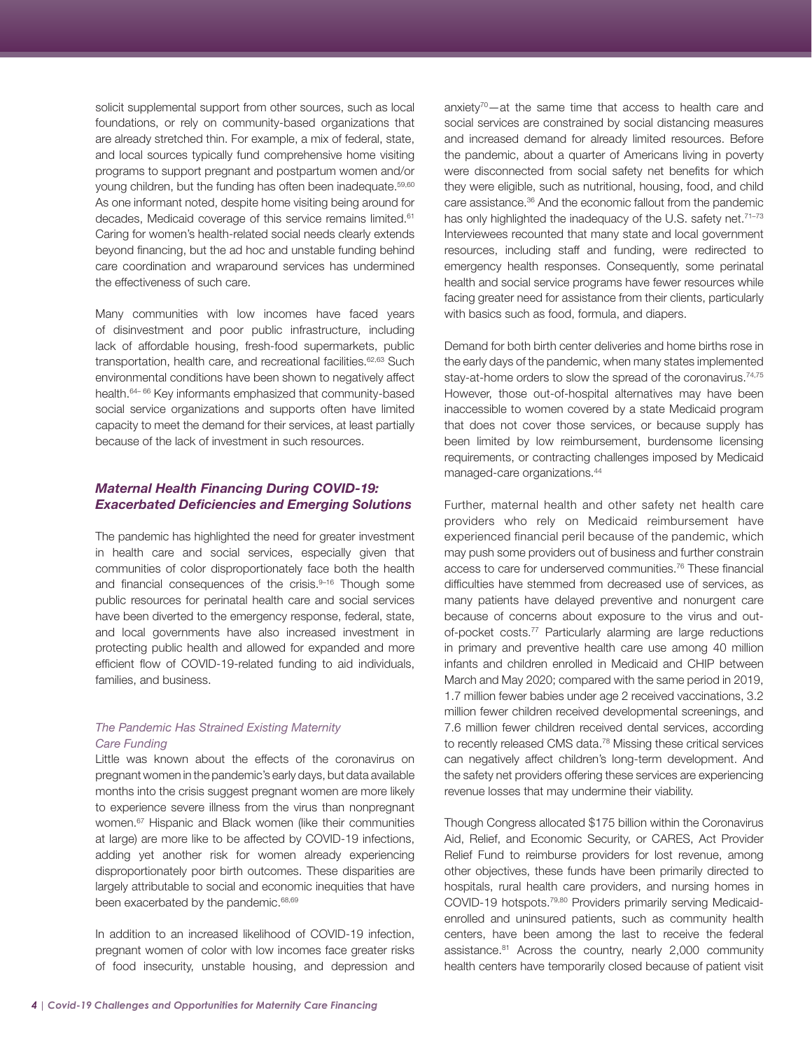solicit supplemental support from other sources, such as local foundations, or rely on community-based organizations that are already stretched thin. For example, a mix of federal, state, and local sources typically fund comprehensive home visiting programs to support pregnant and postpartum women and/or young children, but the funding has often been inadequate.[59,60] As one informant noted, despite home visiting being around for decades, Medicaid coverage of this service remains limited.[61] Caring for women's health-related social needs clearly extends beyond financing, but the ad hoc and unstable funding behind care coordination and wraparound services has undermined the effectiveness of such care.

Many communities with low incomes have faced years of disinvestment and poor public infrastructure, including lack of affordable housing, fresh-food supermarkets, public transportation, health care, and recreational facilities.[62,63] Such environmental conditions have been shown to negatively affect health.[64–66] Key informants emphasized that community-based social service organizations and supports often have limited capacity to meet the demand for their services, at least partially because of the lack of investment in such resources.

## *Maternal Health Financing During COVID-19: Exacerbated Deficiencies and Emerging Solutions*

The pandemic has highlighted the need for greater investment in health care and social services, especially given that communities of color disproportionately face both the health and financial consequences of the crisis.[9–16] Though some public resources for perinatal health care and social services have been diverted to the emergency response, federal, state, and local governments have also increased investment in protecting public health and allowed for expanded and more efficient flow of COVID-19-related funding to aid individuals, families, and business.

### *The Pandemic Has Strained Existing Maternity Care Funding*

Little was known about the effects of the coronavirus on pregnant women in the pandemic's early days, but data available months into the crisis suggest pregnant women are more likely to experience severe illness from the virus than nonpregnant women.[67] Hispanic and Black women (like their communities at large) are more like to be affected by COVID-19 infections, adding yet another risk for women already experiencing disproportionately poor birth outcomes. These disparities are largely attributable to social and economic inequities that have been exacerbated by the pandemic.[68,69]

In addition to an increased likelihood of COVID-19 infection, pregnant women of color with low incomes face greater risks of food insecurity, unstable housing, and depression and anxiety[70]—at the same time that access to health care and social services are constrained by social distancing measures and increased demand for already limited resources. Before the pandemic, about a quarter of Americans living in poverty were disconnected from social safety net benefits for which they were eligible, such as nutritional, housing, food, and child care assistance.[36] And the economic fallout from the pandemic has only highlighted the inadequacy of the U.S. safety net.[71–73] Interviewees recounted that many state and local government resources, including staff and funding, were redirected to emergency health responses. Consequently, some perinatal health and social service programs have fewer resources while facing greater need for assistance from their clients, particularly with basics such as food, formula, and diapers.

Demand for both birth center deliveries and home births rose in the early days of the pandemic, when many states implemented stay-at-home orders to slow the spread of the coronavirus.[74,75] However, those out-of-hospital alternatives may have been inaccessible to women covered by a state Medicaid program that does not cover those services, or because supply has been limited by low reimbursement, burdensome licensing requirements, or contracting challenges imposed by Medicaid managed-care organizations.[44]

Further, maternal health and other safety net health care providers who rely on Medicaid reimbursement have experienced financial peril because of the pandemic, which may push some providers out of business and further constrain access to care for underserved communities.[76] These financial difficulties have stemmed from decreased use of services, as many patients have delayed preventive and nonurgent care because of concerns about exposure to the virus and out-of-pocket costs.[77] Particularly alarming are large reductions in primary and preventive health care use among 40 million infants and children enrolled in Medicaid and CHIP between March and May 2020; compared with the same period in 2019, 1.7 million fewer babies under age 2 received vaccinations, 3.2 million fewer children received developmental screenings, and 7.6 million fewer children received dental services, according to recently released CMS data.[78] Missing these critical services can negatively affect children's long-term development. And the safety net providers offering these services are experiencing revenue losses that may undermine their viability.

Though Congress allocated $175 billion within the Coronavirus Aid, Relief, and Economic Security, or CARES, Act Provider Relief Fund to reimburse providers for lost revenue, among other objectives, these funds have been primarily directed to hospitals, rural health care providers, and nursing homes in COVID-19 hotspots.[79,80] Providers primarily serving Medicaid-enrolled and uninsured patients, such as community health centers, have been among the last to receive the federal assistance.[81] Across the country, nearly 2,000 community health centers have temporarily closed because of patient visit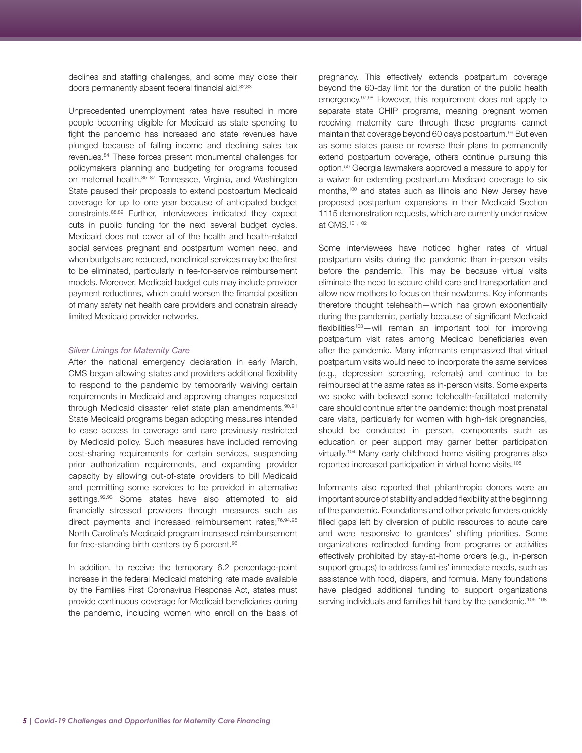declines and staffing challenges, and some may close their doors permanently absent federal financial aid.[82,83]

Unprecedented unemployment rates have resulted in more people becoming eligible for Medicaid as state spending to fight the pandemic has increased and state revenues have plunged because of falling income and declining sales tax revenues.[84] These forces present monumental challenges for policymakers planning and budgeting for programs focused on maternal health.[85–87] Tennessee, Virginia, and Washington State paused their proposals to extend postpartum Medicaid coverage for up to one year because of anticipated budget constraints.[88,89] Further, interviewees indicated they expect cuts in public funding for the next several budget cycles. Medicaid does not cover all of the health and health-related social services pregnant and postpartum women need, and when budgets are reduced, nonclinical services may be the first to be eliminated, particularly in fee-for-service reimbursement models. Moreover, Medicaid budget cuts may include provider payment reductions, which could worsen the financial position of many safety net health care providers and constrain already limited Medicaid provider networks.

### *Silver Linings for Maternity Care*

After the national emergency declaration in early March, CMS began allowing states and providers additional flexibility to respond to the pandemic by temporarily waiving certain requirements in Medicaid and approving changes requested through Medicaid disaster relief state plan amendments.[90,91] State Medicaid programs began adopting measures intended to ease access to coverage and care previously restricted by Medicaid policy. Such measures have included removing cost-sharing requirements for certain services, suspending prior authorization requirements, and expanding provider capacity by allowing out-of-state providers to bill Medicaid and permitting some services to be provided in alternative settings.[92,93] Some states have also attempted to aid financially stressed providers through measures such as direct payments and increased reimbursement rates;[76,94,95] North Carolina's Medicaid program increased reimbursement for free-standing birth centers by 5 percent.[96]

In addition, to receive the temporary 6.2 percentage-point increase in the federal Medicaid matching rate made available by the Families First Coronavirus Response Act, states must provide continuous coverage for Medicaid beneficiaries during the pandemic, including women who enroll on the basis of pregnancy. This effectively extends postpartum coverage beyond the 60-day limit for the duration of the public health emergency.[97,98] However, this requirement does not apply to separate state CHIP programs, meaning pregnant women receiving maternity care through these programs cannot maintain that coverage beyond 60 days postpartum.[99] But even as some states pause or reverse their plans to permanently extend postpartum coverage, others continue pursuing this option.[50] Georgia lawmakers approved a measure to apply for a waiver for extending postpartum Medicaid coverage to six months,[100] and states such as Illinois and New Jersey have proposed postpartum expansions in their Medicaid Section 1115 demonstration requests, which are currently under review at CMS.[101,102]

Some interviewees have noticed higher rates of virtual postpartum visits during the pandemic than in-person visits before the pandemic. This may be because virtual visits eliminate the need to secure child care and transportation and allow new mothers to focus on their newborns. Key informants therefore thought telehealth—which has grown exponentially during the pandemic, partially because of significant Medicaid flexibilities[103]—will remain an important tool for improving postpartum visit rates among Medicaid beneficiaries even after the pandemic. Many informants emphasized that virtual postpartum visits would need to incorporate the same services (e.g., depression screening, referrals) and continue to be reimbursed at the same rates as in-person visits. Some experts we spoke with believed some telehealth-facilitated maternity care should continue after the pandemic: though most prenatal care visits, particularly for women with high-risk pregnancies, should be conducted in person, components such as education or peer support may garner better participation virtually.[104] Many early childhood home visiting programs also reported increased participation in virtual home visits.[105]

Informants also reported that philanthropic donors were an important source of stability and added flexibility at the beginning of the pandemic. Foundations and other private funders quickly filled gaps left by diversion of public resources to acute care and were responsive to grantees' shifting priorities. Some organizations redirected funding from programs or activities effectively prohibited by stay-at-home orders (e.g., in-person support groups) to address families' immediate needs, such as assistance with food, diapers, and formula. Many foundations have pledged additional funding to support organizations serving individuals and families hit hard by the pandemic.[106–108]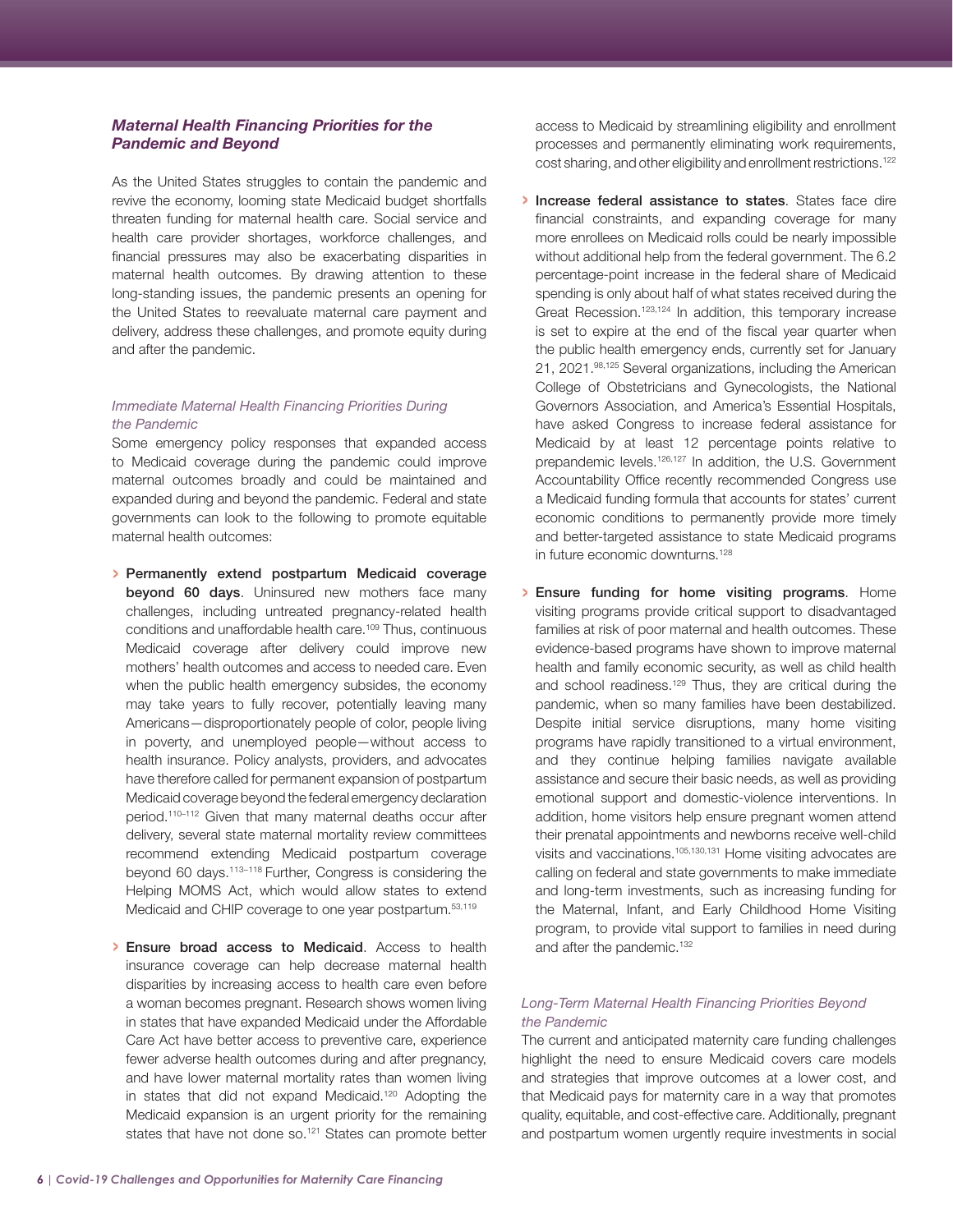### *Maternal Health Financing Priorities for the Pandemic and Beyond*

As the United States struggles to contain the pandemic and revive the economy, looming state Medicaid budget shortfalls threaten funding for maternal health care. Social service and health care provider shortages, workforce challenges, and financial pressures may also be exacerbating disparities in maternal health outcomes. By drawing attention to these long-standing issues, the pandemic presents an opening for the United States to reevaluate maternal care payment and delivery, address these challenges, and promote equity during and after the pandemic.

#### *Immediate Maternal Health Financing Priorities During the Pandemic*

Some emergency policy responses that expanded access to Medicaid coverage during the pandemic could improve maternal outcomes broadly and could be maintained and expanded during and beyond the pandemic. Federal and state governments can look to the following to promote equitable maternal health outcomes:

- **Permanently extend postpartum Medicaid coverage beyond 60 days**. Uninsured new mothers face many challenges, including untreated pregnancy-related health conditions and unaffordable health care.[109] Thus, continuous Medicaid coverage after delivery could improve new mothers' health outcomes and access to needed care. Even when the public health emergency subsides, the economy may take years to fully recover, potentially leaving many Americans—disproportionately people of color, people living in poverty, and unemployed people—without access to health insurance. Policy analysts, providers, and advocates have therefore called for permanent expansion of postpartum Medicaid coverage beyond the federal emergency declaration period.[110–112] Given that many maternal deaths occur after delivery, several state maternal mortality review committees recommend extending Medicaid postpartum coverage beyond 60 days.[113–118] Further, Congress is considering the Helping MOMS Act, which would allow states to extend Medicaid and CHIP coverage to one year postpartum.[53,119]

- **Ensure broad access to Medicaid**. Access to health insurance coverage can help decrease maternal health disparities by increasing access to health care even before a woman becomes pregnant. Research shows women living in states that have expanded Medicaid under the Affordable Care Act have better access to preventive care, experience fewer adverse health outcomes during and after pregnancy, and have lower maternal mortality rates than women living in states that did not expand Medicaid.[120] Adopting the Medicaid expansion is an urgent priority for the remaining states that have not done so.[121] States can promote better access to Medicaid by streamlining eligibility and enrollment processes and permanently eliminating work requirements, cost sharing, and other eligibility and enrollment restrictions.[122]

- **Increase federal assistance to states**. States face dire financial constraints, and expanding coverage for many more enrollees on Medicaid rolls could be nearly impossible without additional help from the federal government. The 6.2 percentage-point increase in the federal share of Medicaid spending is only about half of what states received during the Great Recession.[123,124] In addition, this temporary increase is set to expire at the end of the fiscal year quarter when the public health emergency ends, currently set for January 21, 2021.[98,125] Several organizations, including the American College of Obstetricians and Gynecologists, the National Governors Association, and America's Essential Hospitals, have asked Congress to increase federal assistance for Medicaid by at least 12 percentage points relative to prepandemic levels.[126,127] In addition, the U.S. Government Accountability Office recently recommended Congress use a Medicaid funding formula that accounts for states' current economic conditions to permanently provide more timely and better-targeted assistance to state Medicaid programs in future economic downturns.[128]

- **Ensure funding for home visiting programs**. Home visiting programs provide critical support to disadvantaged families at risk of poor maternal and health outcomes. These evidence-based programs have shown to improve maternal health and family economic security, as well as child health and school readiness.[129] Thus, they are critical during the pandemic, when so many families have been destabilized. Despite initial service disruptions, many home visiting programs have rapidly transitioned to a virtual environment, and they continue helping families navigate available assistance and secure their basic needs, as well as providing emotional support and domestic-violence interventions. In addition, home visitors help ensure pregnant women attend their prenatal appointments and newborns receive well-child visits and vaccinations.[105,130,131] Home visiting advocates are calling on federal and state governments to make immediate and long-term investments, such as increasing funding for the Maternal, Infant, and Early Childhood Home Visiting program, to provide vital support to families in need during and after the pandemic.[132]

#### *Long-Term Maternal Health Financing Priorities Beyond the Pandemic*

The current and anticipated maternity care funding challenges highlight the need to ensure Medicaid covers care models and strategies that improve outcomes at a lower cost, and that Medicaid pays for maternity care in a way that promotes quality, equitable, and cost-effective care. Additionally, pregnant and postpartum women urgently require investments in social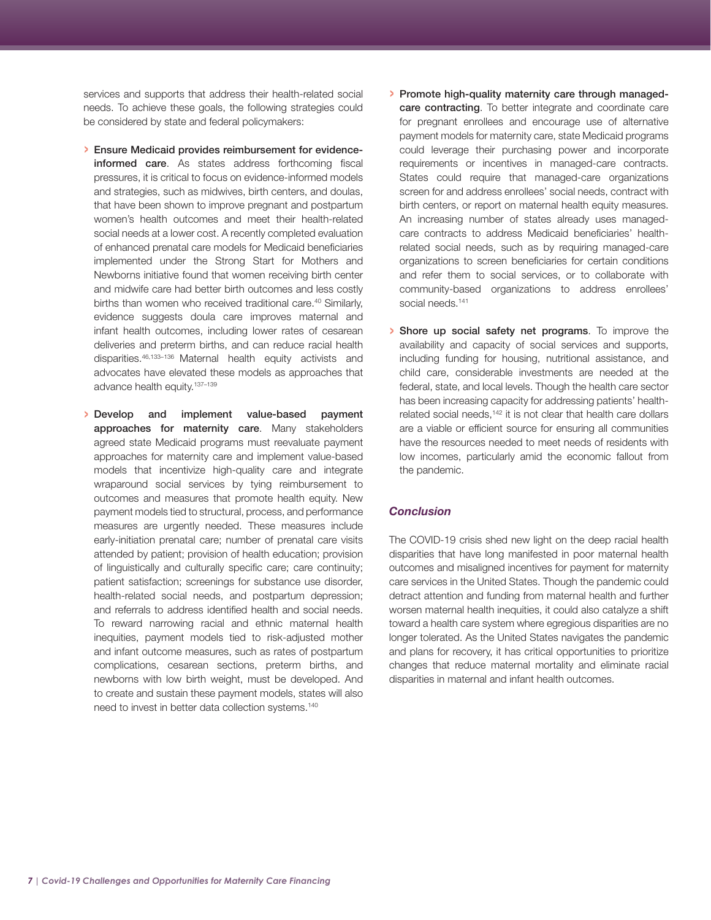services and supports that address their health-related social needs. To achieve these goals, the following strategies could be considered by state and federal policymakers:

- **Ensure Medicaid provides reimbursement for evidence-informed care**. As states address forthcoming fiscal pressures, it is critical to focus on evidence-informed models and strategies, such as midwives, birth centers, and doulas, that have been shown to improve pregnant and postpartum women's health outcomes and meet their health-related social needs at a lower cost. A recently completed evaluation of enhanced prenatal care models for Medicaid beneficiaries implemented under the Strong Start for Mothers and Newborns initiative found that women receiving birth center and midwife care had better birth outcomes and less costly births than women who received traditional care.[40] Similarly, evidence suggests doula care improves maternal and infant health outcomes, including lower rates of cesarean deliveries and preterm births, and can reduce racial health disparities.[46,133–136] Maternal health equity activists and advocates have elevated these models as approaches that advance health equity.[137–139]

- **Develop and implement value-based payment approaches for maternity care**. Many stakeholders agreed state Medicaid programs must reevaluate payment approaches for maternity care and implement value-based models that incentivize high-quality care and integrate wraparound social services by tying reimbursement to outcomes and measures that promote health equity. New payment models tied to structural, process, and performance measures are urgently needed. These measures include early-initiation prenatal care; number of prenatal care visits attended by patient; provision of health education; provision of linguistically and culturally specific care; care continuity; patient satisfaction; screenings for substance use disorder, health-related social needs, and postpartum depression; and referrals to address identified health and social needs. To reward narrowing racial and ethnic maternal health inequities, payment models tied to risk-adjusted mother and infant outcome measures, such as rates of postpartum complications, cesarean sections, preterm births, and newborns with low birth weight, must be developed. And to create and sustain these payment models, states will also need to invest in better data collection systems.[140]

- **Promote high-quality maternity care through managed-care contracting**. To better integrate and coordinate care for pregnant enrollees and encourage use of alternative payment models for maternity care, state Medicaid programs could leverage their purchasing power and incorporate requirements or incentives in managed-care contracts. States could require that managed-care organizations screen for and address enrollees' social needs, contract with birth centers, or report on maternal health equity measures. An increasing number of states already uses managed-care contracts to address Medicaid beneficiaries' health-related social needs, such as by requiring managed-care organizations to screen beneficiaries for certain conditions and refer them to social services, or to collaborate with community-based organizations to address enrollees' social needs.[141]

- **Shore up social safety net programs**. To improve the availability and capacity of social services and supports, including funding for housing, nutritional assistance, and child care, considerable investments are needed at the federal, state, and local levels. Though the health care sector has been increasing capacity for addressing patients' health-related social needs,[142] it is not clear that health care dollars are a viable or efficient source for ensuring all communities have the resources needed to meet needs of residents with low incomes, particularly amid the economic fallout from the pandemic.

### *Conclusion*

The COVID-19 crisis shed new light on the deep racial health disparities that have long manifested in poor maternal health outcomes and misaligned incentives for payment for maternity care services in the United States. Though the pandemic could detract attention and funding from maternal health and further worsen maternal health inequities, it could also catalyze a shift toward a health care system where egregious disparities are no longer tolerated. As the United States navigates the pandemic and plans for recovery, it has critical opportunities to prioritize changes that reduce maternal mortality and eliminate racial disparities in maternal and infant health outcomes.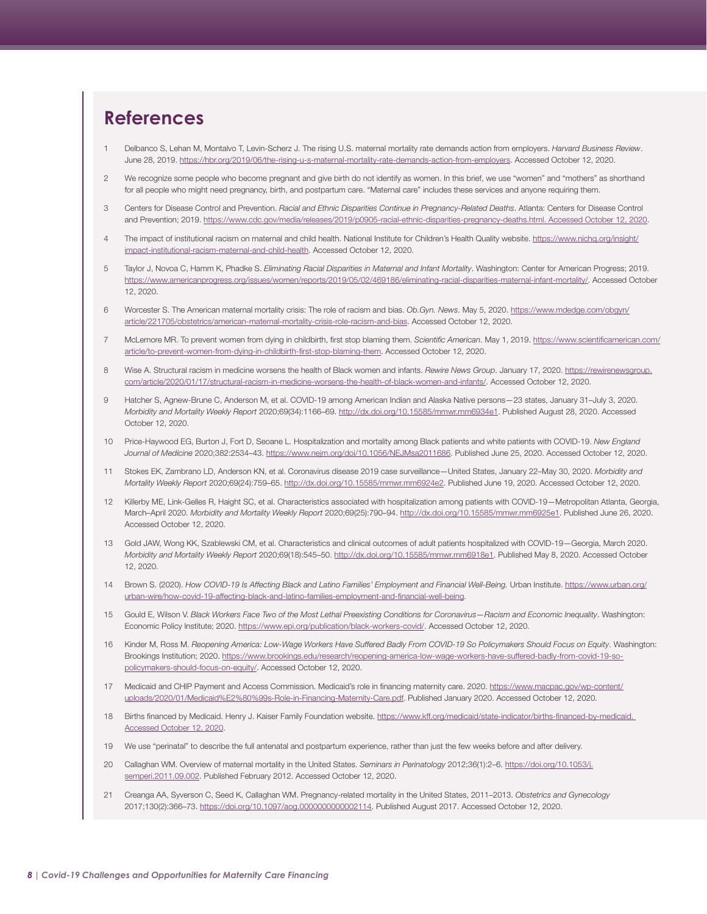## References

1. Delbanco S, Lehan M, Montalvo T, Levin-Scherz J. The rising U.S. maternal mortality rate demands action from employers. *Harvard Business Review*. June 28, 2019. https://hbr.org/2019/06/the-rising-u-s-maternal-mortality-rate-demands-action-from-employers. Accessed October 12, 2020.

2. We recognize some people who become pregnant and give birth do not identify as women. In this brief, we use "women" and "mothers" as shorthand for all people who might need pregnancy, birth, and postpartum care. "Maternal care" includes these services and anyone requiring them.

3. Centers for Disease Control and Prevention. *Racial and Ethnic Disparities Continue in Pregnancy-Related Deaths*. Atlanta: Centers for Disease Control and Prevention; 2019. https://www.cdc.gov/media/releases/2019/p0905-racial-ethnic-disparities-pregnancy-deaths.html. Accessed October 12, 2020.

4. The impact of institutional racism on maternal and child health. National Institute for Children's Health Quality website. https://www.nichq.org/insight/impact-institutional-racism-maternal-and-child-health. Accessed October 12, 2020.

5. Taylor J, Novoa C, Hamm K, Phadke S. *Eliminating Racial Disparities in Maternal and Infant Mortality*. Washington: Center for American Progress; 2019. https://www.americanprogress.org/issues/women/reports/2019/05/02/469186/eliminating-racial-disparities-maternal-infant-mortality/. Accessed October 12, 2020.

6. Worcester S. The American maternal mortality crisis: The role of racism and bias. *Ob.Gyn. News*. May 5, 2020. https://www.mdedge.com/obgyn/article/221705/obstetrics/american-maternal-mortality-crisis-role-racism-and-bias. Accessed October 12, 2020.

7. McLemore MR. To prevent women from dying in childbirth, first stop blaming them. *Scientific American*. May 1, 2019. https://www.scientificamerican.com/article/to-prevent-women-from-dying-in-childbirth-first-stop-blaming-them. Accessed October 12, 2020.

8. Wise A. Structural racism in medicine worsens the health of Black women and infants. *Rewire News Group*. January 17, 2020. https://rewirenewsgroup.com/article/2020/01/17/structural-racism-in-medicine-worsens-the-health-of-black-women-and-infants/. Accessed October 12, 2020.

9. Hatcher S, Agnew-Brune C, Anderson M, et al. COVID-19 among American Indian and Alaska Native persons—23 states, January 31–July 3, 2020. *Morbidity and Mortality Weekly Report* 2020;69(34):1166–69. http://dx.doi.org/10.15585/mmwr.mm6934e1. Published August 28, 2020. Accessed October 12, 2020.

10. Price-Haywood EG, Burton J, Fort D, Seoane L. Hospitalization and mortality among Black patients and white patients with COVID-19. *New England Journal of Medicine* 2020;382:2534–43. https://www.nejm.org/doi/10.1056/NEJMsa2011686. Published June 25, 2020. Accessed October 12, 2020.

11. Stokes EK, Zambrano LD, Anderson KN, et al. Coronavirus disease 2019 case surveillance—United States, January 22–May 30, 2020. *Morbidity and Mortality Weekly Report* 2020;69(24):759–65. http://dx.doi.org/10.15585/mmwr.mm6924e2. Published June 19, 2020. Accessed October 12, 2020.

12. Killerby ME, Link-Gelles R, Haight SC, et al. Characteristics associated with hospitalization among patients with COVID-19—Metropolitan Atlanta, Georgia, March–April 2020. *Morbidity and Mortality Weekly Report* 2020;69(25):790–94. http://dx.doi.org/10.15585/mmwr.mm6925e1. Published June 26, 2020. Accessed October 12, 2020.

13. Gold JAW, Wong KK, Szablewski CM, et al. Characteristics and clinical outcomes of adult patients hospitalized with COVID-19—Georgia, March 2020. *Morbidity and Mortality Weekly Report* 2020;69(18):545–50. http://dx.doi.org/10.15585/mmwr.mm6918e1. Published May 8, 2020. Accessed October 12, 2020.

14. Brown S. (2020). *How COVID-19 Is Affecting Black and Latino Families' Employment and Financial Well-Being.* Urban Institute. https://www.urban.org/urban-wire/how-covid-19-affecting-black-and-latino-families-employment-and-financial-well-being.

15. Gould E, Wilson V. *Black Workers Face Two of the Most Lethal Preexisting Conditions for Coronavirus—Racism and Economic Inequality*. Washington: Economic Policy Institute; 2020. https://www.epi.org/publication/black-workers-covid/. Accessed October 12, 2020.

16. Kinder M, Ross M. *Reopening America: Low-Wage Workers Have Suffered Badly From COVID-19 So Policymakers Should Focus on Equity*. Washington: Brookings Institution; 2020. https://www.brookings.edu/research/reopening-america-low-wage-workers-have-suffered-badly-from-covid-19-so-policymakers-should-focus-on-equity/. Accessed October 12, 2020.

17. Medicaid and CHIP Payment and Access Commission. Medicaid's role in financing maternity care. 2020. https://www.macpac.gov/wp-content/uploads/2020/01/Medicaid%E2%80%99s-Role-in-Financing-Maternity-Care.pdf. Published January 2020. Accessed October 12, 2020.

18. Births financed by Medicaid. Henry J. Kaiser Family Foundation website. https://www.kff.org/medicaid/state-indicator/births-financed-by-medicaid. Accessed October 12, 2020.

19. We use "perinatal" to describe the full antenatal and postpartum experience, rather than just the few weeks before and after delivery.

20. Callaghan WM. Overview of maternal mortality in the United States. *Seminars in Perinatology* 2012;36(1):2–6. https://doi.org/10.1053/j.semperi.2011.09.002. Published February 2012. Accessed October 12, 2020.

21. Creanga AA, Syverson C, Seed K, Callaghan WM. Pregnancy-related mortality in the United States, 2011–2013. *Obstetrics and Gynecology* 2017;130(2):366–73. https://doi.org/10.1097/aog.0000000000002114. Published August 2017. Accessed October 12, 2020.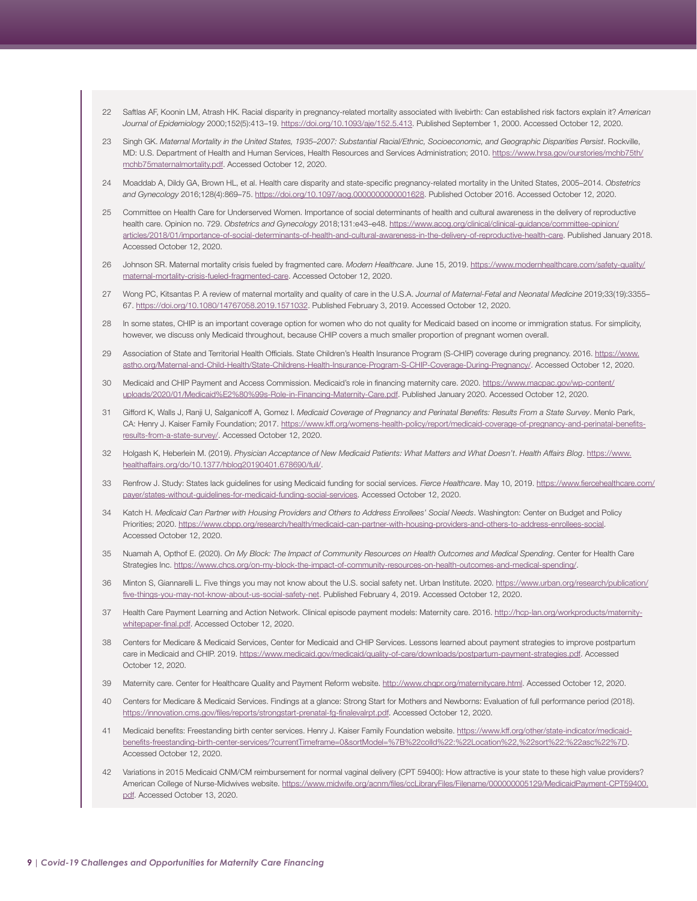22 Saftlas AF, Koonin LM, Atrash HK. Racial disparity in pregnancy-related mortality associated with livebirth: Can established risk factors explain it? *American Journal of Epidemiology* 2000;152(5):413–19. https://doi.org/10.1093/aje/152.5.413. Published September 1, 2000. Accessed October 12, 2020.

23 Singh GK. *Maternal Mortality in the United States, 1935–2007: Substantial Racial/Ethnic, Socioeconomic, and Geographic Disparities Persist*. Rockville, MD: U.S. Department of Health and Human Services, Health Resources and Services Administration; 2010. https://www.hrsa.gov/ourstories/mchb75th/mchb75maternalmortality.pdf. Accessed October 12, 2020.

24 Moaddab A, Dildy GA, Brown HL, et al. Health care disparity and state-specific pregnancy-related mortality in the United States, 2005–2014. *Obstetrics and Gynecology* 2016;128(4):869–75. https://doi.org/10.1097/aog.0000000000001628. Published October 2016. Accessed October 12, 2020.

25 Committee on Health Care for Underserved Women. Importance of social determinants of health and cultural awareness in the delivery of reproductive health care. Opinion no. 729. *Obstetrics and Gynecology* 2018;131:e43–e48. https://www.acog.org/clinical/clinical-guidance/committee-opinion/articles/2018/01/importance-of-social-determinants-of-health-and-cultural-awareness-in-the-delivery-of-reproductive-health-care. Published January 2018. Accessed October 12, 2020.

26 Johnson SR. Maternal mortality crisis fueled by fragmented care. *Modern Healthcare*. June 15, 2019. https://www.modernhealthcare.com/safety-quality/maternal-mortality-crisis-fueled-fragmented-care. Accessed October 12, 2020.

27 Wong PC, Kitsantas P. A review of maternal mortality and quality of care in the U.S.A. *Journal of Maternal-Fetal and Neonatal Medicine* 2019;33(19):3355–67. https://doi.org/10.1080/14767058.2019.1571032. Published February 3, 2019. Accessed October 12, 2020.

28 In some states, CHIP is an important coverage option for women who do not qualify for Medicaid based on income or immigration status. For simplicity, however, we discuss only Medicaid throughout, because CHIP covers a much smaller proportion of pregnant women overall.

29 Association of State and Territorial Health Officials. State Children's Health Insurance Program (S-CHIP) coverage during pregnancy. 2016. https://www.astho.org/Maternal-and-Child-Health/State-Childrens-Health-Insurance-Program-S-CHIP-Coverage-During-Pregnancy/. Accessed October 12, 2020.

30 Medicaid and CHIP Payment and Access Commission. Medicaid's role in financing maternity care. 2020. https://www.macpac.gov/wp-content/uploads/2020/01/Medicaid%E2%80%99s-Role-in-Financing-Maternity-Care.pdf. Published January 2020. Accessed October 12, 2020.

31 Gifford K, Walls J, Ranji U, Salganicoff A, Gomez I. *Medicaid Coverage of Pregnancy and Perinatal Benefits: Results From a State Survey*. Menlo Park, CA: Henry J. Kaiser Family Foundation; 2017. https://www.kff.org/womens-health-policy/report/medicaid-coverage-of-pregnancy-and-perinatal-benefits-results-from-a-state-survey/. Accessed October 12, 2020.

32 Holgash K, Heberlein M. (2019). *Physician Acceptance of New Medicaid Patients: What Matters and What Doesn't*. *Health Affairs Blog*. https://www.healthaffairs.org/do/10.1377/hblog20190401.678690/full/.

33 Renfrow J. Study: States lack guidelines for using Medicaid funding for social services. *Fierce Healthcare*. May 10, 2019. https://www.fiercehealthcare.com/payer/states-without-guidelines-for-medicaid-funding-social-services. Accessed October 12, 2020.

34 Katch H. *Medicaid Can Partner with Housing Providers and Others to Address Enrollees' Social Needs*. Washington: Center on Budget and Policy Priorities; 2020. https://www.cbpp.org/research/health/medicaid-can-partner-with-housing-providers-and-others-to-address-enrollees-social. Accessed October 12, 2020.

35 Nuamah A, Opthof E. (2020). *On My Block: The Impact of Community Resources on Health Outcomes and Medical Spending*. Center for Health Care Strategies Inc. https://www.chcs.org/on-my-block-the-impact-of-community-resources-on-health-outcomes-and-medical-spending/.

36 Minton S, Giannarelli L. Five things you may not know about the U.S. social safety net. Urban Institute. 2020. https://www.urban.org/research/publication/five-things-you-may-not-know-about-us-social-safety-net. Published February 4, 2019. Accessed October 12, 2020.

37 Health Care Payment Learning and Action Network. Clinical episode payment models: Maternity care. 2016. http://hcp-lan.org/workproducts/maternity-whitepaper-final.pdf. Accessed October 12, 2020.

38 Centers for Medicare & Medicaid Services, Center for Medicaid and CHIP Services. Lessons learned about payment strategies to improve postpartum care in Medicaid and CHIP. 2019. https://www.medicaid.gov/medicaid/quality-of-care/downloads/postpartum-payment-strategies.pdf. Accessed October 12, 2020.

39 Maternity care. Center for Healthcare Quality and Payment Reform website. http://www.chqpr.org/maternitycare.html. Accessed October 12, 2020.

40 Centers for Medicare & Medicaid Services. Findings at a glance: Strong Start for Mothers and Newborns: Evaluation of full performance period (2018). https://innovation.cms.gov/files/reports/strongstart-prenatal-fg-finalevalrpt.pdf. Accessed October 12, 2020.

41 Medicaid benefits: Freestanding birth center services. Henry J. Kaiser Family Foundation website. https://www.kff.org/other/state-indicator/medicaid-benefits-freestanding-birth-center-services/?currentTimeframe=0&sortModel=%7B%22colId%22:%22Location%22,%22sort%22:%22asc%22%7D. Accessed October 12, 2020.

42 Variations in 2015 Medicaid CNM/CM reimbursement for normal vaginal delivery (CPT 59400): How attractive is your state to these high value providers? American College of Nurse-Midwives website. https://www.midwife.org/acnm/files/ccLibraryFiles/Filename/000000005129/MedicaidPayment-CPT59400.pdf. Accessed October 13, 2020.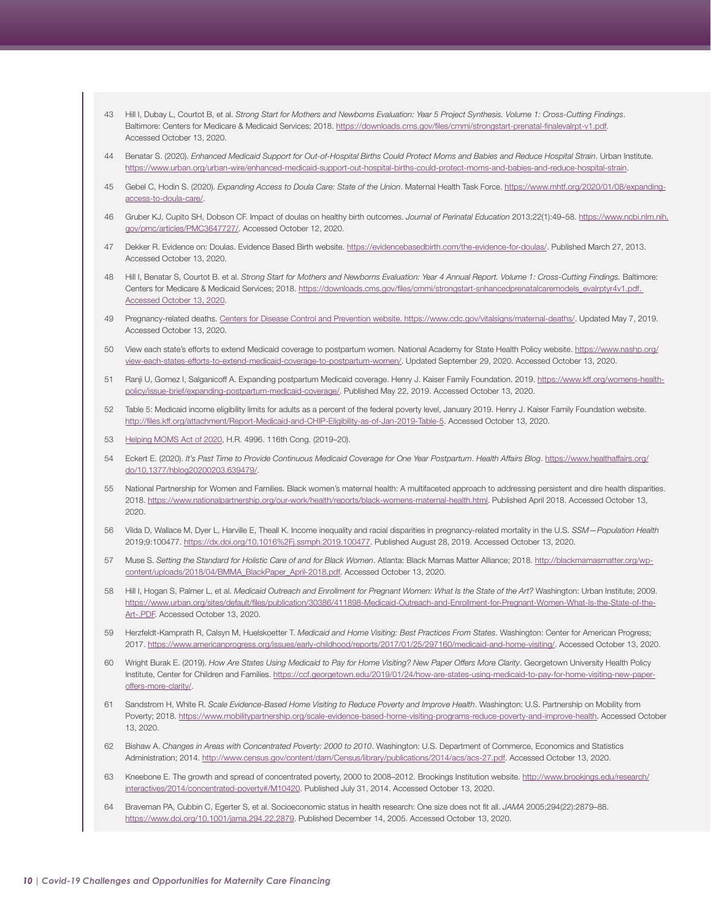43 Hill I, Dubay L, Courtot B, et al. *Strong Start for Mothers and Newborns Evaluation: Year 5 Project Synthesis. Volume 1: Cross-Cutting Findings*. Baltimore: Centers for Medicare & Medicaid Services; 2018. https://downloads.cms.gov/files/cmmi/strongstart-prenatal-finalevalrpt-v1.pdf. Accessed October 13, 2020.

44 Benatar S. (2020). *Enhanced Medicaid Support for Out-of-Hospital Births Could Protect Moms and Babies and Reduce Hospital Strain*. Urban Institute. https://www.urban.org/urban-wire/enhanced-medicaid-support-out-hospital-births-could-protect-moms-and-babies-and-reduce-hospital-strain.

45 Gebel C, Hodin S. (2020). *Expanding Access to Doula Care: State of the Union*. Maternal Health Task Force. https://www.mhtf.org/2020/01/08/expanding-access-to-doula-care/.

46 Gruber KJ, Cupito SH, Dobson CF. Impact of doulas on healthy birth outcomes. *Journal of Perinatal Education* 2013;22(1):49–58. https://www.ncbi.nlm.nih.gov/pmc/articles/PMC3647727/. Accessed October 12, 2020.

47 Dekker R. Evidence on: Doulas. Evidence Based Birth website. https://evidencebasedbirth.com/the-evidence-for-doulas/. Published March 27, 2013. Accessed October 13, 2020.

48 Hill I, Benatar S, Courtot B. et al. *Strong Start for Mothers and Newborns Evaluation: Year 4 Annual Report. Volume 1: Cross-Cutting Findings.* Baltimore: Centers for Medicare & Medicaid Services; 2018. https://downloads.cms.gov/files/cmmi/strongstart-snhancedprenatalcaremodels_evalrptyr4v1.pdf. Accessed October 13, 2020.

49 Pregnancy-related deaths. Centers for Disease Control and Prevention website. https://www.cdc.gov/vitalsigns/maternal-deaths/. Updated May 7, 2019. Accessed October 13, 2020.

50 View each state's efforts to extend Medicaid coverage to postpartum women. National Academy for State Health Policy website. https://www.nashp.org/view-each-states-efforts-to-extend-medicaid-coverage-to-postpartum-women/. Updated September 29, 2020. Accessed October 13, 2020.

51 Ranji U, Gomez I, Salganicoff A. Expanding postpartum Medicaid coverage. Henry J. Kaiser Family Foundation. 2019. https://www.kff.org/womens-health-policy/issue-brief/expanding-postpartum-medicaid-coverage/. Published May 22, 2019. Accessed October 13, 2020.

52 Table 5: Medicaid income eligibility limits for adults as a percent of the federal poverty level, January 2019. Henry J. Kaiser Family Foundation website. http://files.kff.org/attachment/Report-Medicaid-and-CHIP-Eligibility-as-of-Jan-2019-Table-5. Accessed October 13, 2020.

53 Helping MOMS Act of 2020, H.R. 4996. 116th Cong. (2019–20).

54 Eckert E. (2020). *It's Past Time to Provide Continuous Medicaid Coverage for One Year Postpartum*. *Health Affairs Blog*. https://www.healthaffairs.org/do/10.1377/hblog20200203.639479/.

55 National Partnership for Women and Families. Black women's maternal health: A multifaceted approach to addressing persistent and dire health disparities. 2018. https://www.nationalpartnership.org/our-work/health/reports/black-womens-maternal-health.html. Published April 2018. Accessed October 13, 2020.

56 Vilda D, Wallace M, Dyer L, Harville E, Theall K. Income inequality and racial disparities in pregnancy-related mortality in the U.S. *SSM—Population Health* 2019;9:100477. https://dx.doi.org/10.1016%2Fj.ssmph.2019.100477. Published August 28, 2019. Accessed October 13, 2020.

57 Muse S. *Setting the Standard for Holistic Care of and for Black Women*. Atlanta: Black Mamas Matter Alliance; 2018. http://blackmamasmatter.org/wp-content/uploads/2018/04/BMMA_BlackPaper_April-2018.pdf. Accessed October 13, 2020.

58 Hill I, Hogan S, Palmer L, et al. *Medicaid Outreach and Enrollment for Pregnant Women: What Is the State of the Art?* Washington: Urban Institute; 2009. https://www.urban.org/sites/default/files/publication/30386/411898-Medicaid-Outreach-and-Enrollment-for-Pregnant-Women-What-Is-the-State-of-the-Art-.PDF. Accessed October 13, 2020.

59 Herzfeldt-Kamprath R, Calsyn M, Huelskoetter T. *Medicaid and Home Visiting: Best Practices From States*. Washington: Center for American Progress; 2017. https://www.americanprogress.org/issues/early-childhood/reports/2017/01/25/297160/medicaid-and-home-visiting/. Accessed October 13, 2020.

60 Wright Burak E. (2019). *How Are States Using Medicaid to Pay for Home Visiting? New Paper Offers More Clarity*. Georgetown University Health Policy Institute, Center for Children and Families. https://ccf.georgetown.edu/2019/01/24/how-are-states-using-medicaid-to-pay-for-home-visiting-new-paper-offers-more-clarity/.

61 Sandstrom H, White R. *Scale Evidence-Based Home Visiting to Reduce Poverty and Improve Health*. Washington: U.S. Partnership on Mobility from Poverty; 2018. https://www.mobilitypartnership.org/scale-evidence-based-home-visiting-programs-reduce-poverty-and-improve-health. Accessed October 13, 2020.

62 Bishaw A. *Changes in Areas with Concentrated Poverty: 2000 to 2010*. Washington: U.S. Department of Commerce, Economics and Statistics Administration; 2014. http://www.census.gov/content/dam/Census/library/publications/2014/acs/acs-27.pdf. Accessed October 13, 2020.

63 Kneebone E. The growth and spread of concentrated poverty, 2000 to 2008–2012. Brookings Institution website. http://www.brookings.edu/research/interactives/2014/concentrated-poverty#/M10420. Published July 31, 2014. Accessed October 13, 2020.

64 Braveman PA, Cubbin C, Egerter S, et al. Socioeconomic status in health research: One size does not fit all. *JAMA* 2005;294(22):2879–88. https://www.doi.org/10.1001/jama.294.22.2879. Published December 14, 2005. Accessed October 13, 2020.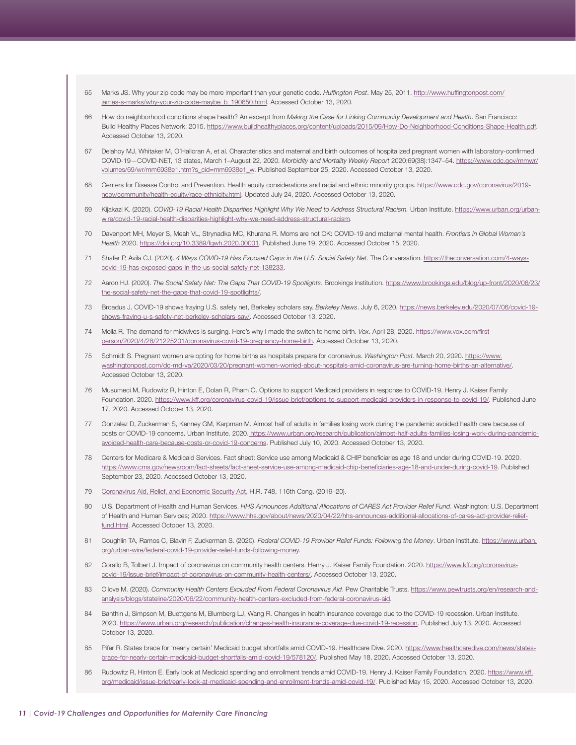65 Marks JS. Why your zip code may be more important than your genetic code. *Huffington Post*. May 25, 2011. http://www.huffingtonpost.com/james-s-marks/why-your-zip-code-maybe_b_190650.html. Accessed October 13, 2020.

66 How do neighborhood conditions shape health? An excerpt from *Making the Case for Linking Community Development and Health*. San Francisco: Build Healthy Places Network; 2015. https://www.buildhealthyplaces.org/content/uploads/2015/09/How-Do-Neighborhood-Conditions-Shape-Health.pdf. Accessed October 13, 2020.

67 Delahoy MJ, Whitaker M, O'Halloran A, et al. Characteristics and maternal and birth outcomes of hospitalized pregnant women with laboratory-confirmed COVID-19—COVID-NET, 13 states, March 1–August 22, 2020. *Morbidity and Mortality Weekly Report* 2020;69(38):1347–54. https://www.cdc.gov/mmwr/volumes/69/wr/mm6938e1.htm?s_cid=mm6938e1_w. Published September 25, 2020. Accessed October 13, 2020.

68 Centers for Disease Control and Prevention. Health equity considerations and racial and ethnic minority groups. https://www.cdc.gov/coronavirus/2019-ncov/community/health-equity/race-ethnicity.html. Updated July 24, 2020. Accessed October 13, 2020.

69 Kijakazi K. (2020). *COVID-19 Racial Health Disparities Highlight Why We Need to Address Structural Racism.* Urban Institute. https://www.urban.org/urban-wire/covid-19-racial-health-disparities-highlight-why-we-need-address-structural-racism.

70 Davenport MH, Meyer S, Meah VL, Strynadka MC, Khurana R. Moms are not OK: COVID-19 and maternal mental health. *Frontiers in Global Women's Health* 2020. https://doi.org/10.3389/fgwh.2020.00001. Published June 19, 2020. Accessed October 15, 2020.

71 Shafer P, Avila CJ. (2020). *4 Ways COVID-19 Has Exposed Gaps in the U.S. Social Safety Net*. The Conversation. https://theconversation.com/4-ways-covid-19-has-exposed-gaps-in-the-us-social-safety-net-138233.

72 Aaron HJ. (2020). *The Social Safety Net: The Gaps That COVID-19 Spotlights*. Brookings Institution. https://www.brookings.edu/blog/up-front/2020/06/23/the-social-safety-net-the-gaps-that-covid-19-spotlights/.

73 Broadus J. COVID-19 shows fraying U.S. safety net, Berkeley scholars say. *Berkeley News*. July 6, 2020. https://news.berkeley.edu/2020/07/06/covid-19-shows-fraying-u-s-safety-net-berkeley-scholars-say/. Accessed October 13, 2020.

74 Molla R. The demand for midwives is surging. Here's why I made the switch to home birth. *Vox*. April 28, 2020. https://www.vox.com/first-person/2020/4/28/21225201/coronavirus-covid-19-pregnancy-home-birth. Accessed October 13, 2020.

75 Schmidt S. Pregnant women are opting for home births as hospitals prepare for coronavirus. *Washington Post*. March 20, 2020. https://www.washingtonpost.com/dc-md-va/2020/03/20/pregnant-women-worried-about-hospitals-amid-coronavirus-are-turning-home-births-an-alternative/. Accessed October 13, 2020.

76 Musumeci M, Rudowitz R, Hinton E, Dolan R, Pham O. Options to support Medicaid providers in response to COVID-19. Henry J. Kaiser Family Foundation. 2020. https://www.kff.org/coronavirus-covid-19/issue-brief/options-to-support-medicaid-providers-in-response-to-covid-19/. Published June 17, 2020. Accessed October 13, 2020.

77 Gonzalez D, Zuckerman S, Kenney GM, Karpman M. Almost half of adults in families losing work during the pandemic avoided health care because of costs or COVID-19 concerns. Urban Institute. 2020. https://www.urban.org/research/publication/almost-half-adults-families-losing-work-during-pandemic-avoided-health-care-because-costs-or-covid-19-concerns. Published July 10, 2020. Accessed October 13, 2020.

78 Centers for Medicare & Medicaid Services. Fact sheet: Service use among Medicaid & CHIP beneficiaries age 18 and under during COVID-19. 2020. https://www.cms.gov/newsroom/fact-sheets/fact-sheet-service-use-among-medicaid-chip-beneficiaries-age-18-and-under-during-covid-19. Published September 23, 2020. Accessed October 13, 2020.

79 Coronavirus Aid, Relief, and Economic Security Act, H.R. 748, 116th Cong. (2019–20).

80 U.S. Department of Health and Human Services. *HHS Announces Additional Allocations of CARES Act Provider Relief Fund*. Washington: U.S. Department of Health and Human Services; 2020. https://www.hhs.gov/about/news/2020/04/22/hhs-announces-additional-allocations-of-cares-act-provider-relief-fund.html. Accessed October 13, 2020.

81 Coughlin TA, Ramos C, Blavin F, Zuckerman S. (2020). *Federal COVID-19 Provider Relief Funds: Following the Money*. Urban Institute. https://www.urban.org/urban-wire/federal-covid-19-provider-relief-funds-following-money.

82 Corallo B, Tolbert J. Impact of coronavirus on community health centers. Henry J. Kaiser Family Foundation. 2020. https://www.kff.org/coronavirus-covid-19/issue-brief/impact-of-coronavirus-on-community-health-centers/. Accessed October 13, 2020.

83 Ollove M. (2020). *Community Health Centers Excluded From Federal Coronavirus Aid*. Pew Charitable Trusts. https://www.pewtrusts.org/en/research-and-analysis/blogs/stateline/2020/06/22/community-health-centers-excluded-from-federal-coronavirus-aid.

84 Banthin J, Simpson M, Buettgens M, Blumberg LJ, Wang R. Changes in health insurance coverage due to the COVID-19 recession. Urban Institute. 2020. https://www.urban.org/research/publication/changes-health-insurance-coverage-due-covid-19-recession. Published July 13, 2020. Accessed October 13, 2020.

85 Pifer R. States brace for 'nearly certain' Medicaid budget shortfalls amid COVID-19. Healthcare Dive. 2020. https://www.healthcaredive.com/news/states-brace-for-nearly-certain-medicaid-budget-shortfalls-amid-covid-19/578120/. Published May 18, 2020. Accessed October 13, 2020.

86 Rudowitz R, Hinton E. Early look at Medicaid spending and enrollment trends amid COVID-19. Henry J. Kaiser Family Foundation. 2020. https://www.kff.org/medicaid/issue-brief/early-look-at-medicaid-spending-and-enrollment-trends-amid-covid-19/. Published May 15, 2020. Accessed October 13, 2020.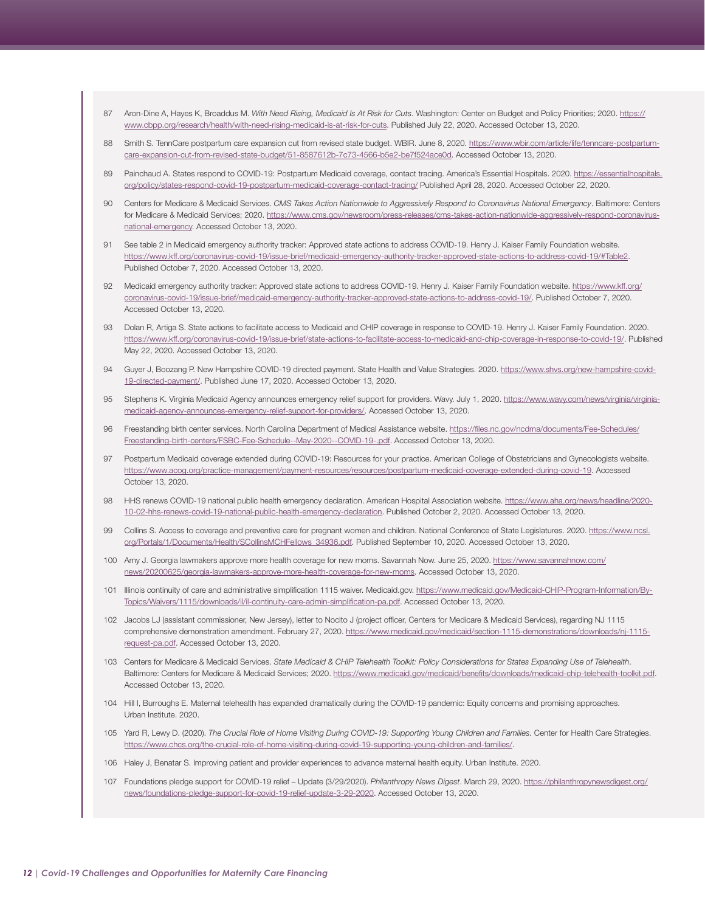87 Aron-Dine A, Hayes K, Broaddus M. *With Need Rising, Medicaid Is At Risk for Cuts*. Washington: Center on Budget and Policy Priorities; 2020. https://www.cbpp.org/research/health/with-need-rising-medicaid-is-at-risk-for-cuts. Published July 22, 2020. Accessed October 13, 2020.

88 Smith S. TennCare postpartum care expansion cut from revised state budget. WBIR. June 8, 2020. https://www.wbir.com/article/life/tenncare-postpartum-care-expansion-cut-from-revised-state-budget/51-8587612b-7c73-4566-b5e2-be7f524ace0d. Accessed October 13, 2020.

89 Painchaud A. States respond to COVID-19: Postpartum Medicaid coverage, contact tracing. America's Essential Hospitals. 2020. https://essentialhospitals.org/policy/states-respond-covid-19-postpartum-medicaid-coverage-contact-tracing/ Published April 28, 2020. Accessed October 22, 2020.

90 Centers for Medicare & Medicaid Services. *CMS Takes Action Nationwide to Aggressively Respond to Coronavirus National Emergency*. Baltimore: Centers for Medicare & Medicaid Services; 2020. https://www.cms.gov/newsroom/press-releases/cms-takes-action-nationwide-aggressively-respond-coronavirus-national-emergency. Accessed October 13, 2020.

91 See table 2 in Medicaid emergency authority tracker: Approved state actions to address COVID-19. Henry J. Kaiser Family Foundation website. https://www.kff.org/coronavirus-covid-19/issue-brief/medicaid-emergency-authority-tracker-approved-state-actions-to-address-covid-19/#Table2. Published October 7, 2020. Accessed October 13, 2020.

92 Medicaid emergency authority tracker: Approved state actions to address COVID-19. Henry J. Kaiser Family Foundation website. https://www.kff.org/coronavirus-covid-19/issue-brief/medicaid-emergency-authority-tracker-approved-state-actions-to-address-covid-19/. Published October 7, 2020. Accessed October 13, 2020.

93 Dolan R, Artiga S. State actions to facilitate access to Medicaid and CHIP coverage in response to COVID-19. Henry J. Kaiser Family Foundation. 2020. https://www.kff.org/coronavirus-covid-19/issue-brief/state-actions-to-facilitate-access-to-medicaid-and-chip-coverage-in-response-to-covid-19/. Published May 22, 2020. Accessed October 13, 2020.

94 Guyer J, Boozang P. New Hampshire COVID-19 directed payment. State Health and Value Strategies. 2020. https://www.shvs.org/new-hampshire-covid-19-directed-payment/. Published June 17, 2020. Accessed October 13, 2020.

95 Stephens K. Virginia Medicaid Agency announces emergency relief support for providers. Wavy. July 1, 2020. https://www.wavy.com/news/virginia/virginia-medicaid-agency-announces-emergency-relief-support-for-providers/. Accessed October 13, 2020.

96 Freestanding birth center services. North Carolina Department of Medical Assistance website. https://files.nc.gov/ncdma/documents/Fee-Schedules/Freestanding-birth-centers/FSBC-Fee-Schedule--May-2020--COVID-19-.pdf. Accessed October 13, 2020.

97 Postpartum Medicaid coverage extended during COVID-19: Resources for your practice. American College of Obstetricians and Gynecologists website. https://www.acog.org/practice-management/payment-resources/resources/postpartum-medicaid-coverage-extended-during-covid-19. Accessed October 13, 2020.

98 HHS renews COVID-19 national public health emergency declaration. American Hospital Association website. https://www.aha.org/news/headline/2020-10-02-hhs-renews-covid-19-national-public-health-emergency-declaration. Published October 2, 2020. Accessed October 13, 2020.

99 Collins S. Access to coverage and preventive care for pregnant women and children. National Conference of State Legislatures. 2020. https://www.ncsl.org/Portals/1/Documents/Health/SCollinsMCHFellows_34936.pdf. Published September 10, 2020. Accessed October 13, 2020.

100 Amy J. Georgia lawmakers approve more health coverage for new moms. Savannah Now. June 25, 2020. https://www.savannahnow.com/news/20200625/georgia-lawmakers-approve-more-health-coverage-for-new-moms. Accessed October 13, 2020.

101 Illinois continuity of care and administrative simplification 1115 waiver. Medicaid.gov. https://www.medicaid.gov/Medicaid-CHIP-Program-Information/By-Topics/Waivers/1115/downloads/il/il-continuity-care-admin-simplification-pa.pdf. Accessed October 13, 2020.

102 Jacobs LJ (assistant commissioner, New Jersey), letter to Nocito J (project officer, Centers for Medicare & Medicaid Services), regarding NJ 1115 comprehensive demonstration amendment. February 27, 2020. https://www.medicaid.gov/medicaid/section-1115-demonstrations/downloads/nj-1115-request-pa.pdf. Accessed October 13, 2020.

103 Centers for Medicare & Medicaid Services. *State Medicaid & CHIP Telehealth Toolkit: Policy Considerations for States Expanding Use of Telehealth*. Baltimore: Centers for Medicare & Medicaid Services; 2020. https://www.medicaid.gov/medicaid/benefits/downloads/medicaid-chip-telehealth-toolkit.pdf. Accessed October 13, 2020.

104 Hill I, Burroughs E. Maternal telehealth has expanded dramatically during the COVID-19 pandemic: Equity concerns and promising approaches. Urban Institute. 2020.

105 Yard R, Lewy D. (2020). *The Crucial Role of Home Visiting During COVID-19: Supporting Young Children and Families.* Center for Health Care Strategies. https://www.chcs.org/the-crucial-role-of-home-visiting-during-covid-19-supporting-young-children-and-families/.

106 Haley J, Benatar S. Improving patient and provider experiences to advance maternal health equity. Urban Institute. 2020.

107 Foundations pledge support for COVID-19 relief – Update (3/29/2020). *Philanthropy News Digest*. March 29, 2020. https://philanthropynewsdigest.org/news/foundations-pledge-support-for-covid-19-relief-update-3-29-2020. Accessed October 13, 2020.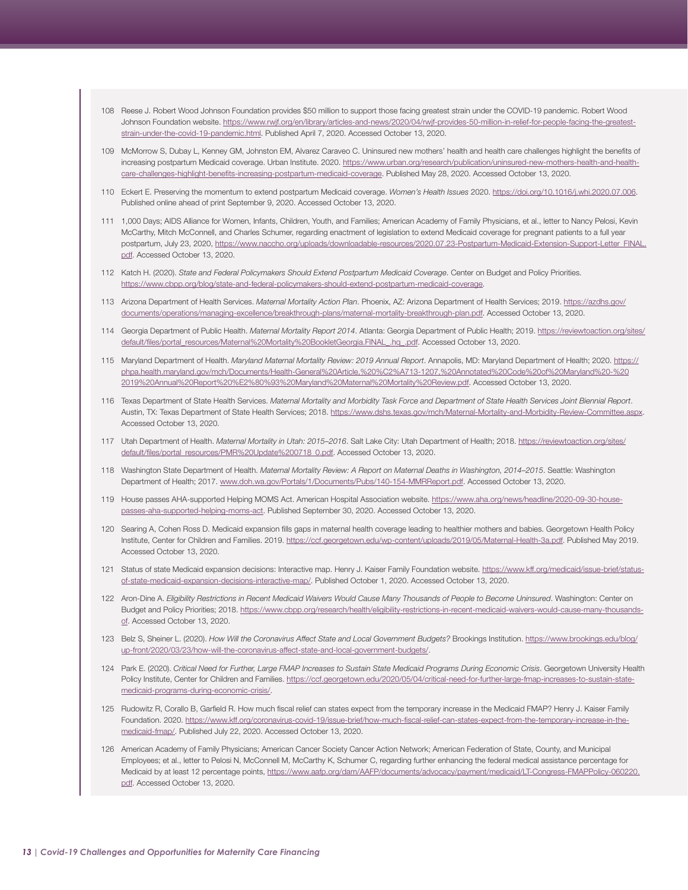108 Reese J. Robert Wood Johnson Foundation provides $50 million to support those facing greatest strain under the COVID-19 pandemic. Robert Wood Johnson Foundation website. https://www.rwjf.org/en/library/articles-and-news/2020/04/rwjf-provides-50-million-in-relief-for-people-facing-the-greatest-strain-under-the-covid-19-pandemic.html. Published April 7, 2020. Accessed October 13, 2020.

109 McMorrow S, Dubay L, Kenney GM, Johnston EM, Alvarez Caraveo C. Uninsured new mothers' health and health care challenges highlight the benefits of increasing postpartum Medicaid coverage. Urban Institute. 2020. https://www.urban.org/research/publication/uninsured-new-mothers-health-and-health-care-challenges-highlight-benefits-increasing-postpartum-medicaid-coverage. Published May 28, 2020. Accessed October 13, 2020.

110 Eckert E. Preserving the momentum to extend postpartum Medicaid coverage. *Women's Health Issues* 2020. https://doi.org/10.1016/j.whi.2020.07.006. Published online ahead of print September 9, 2020. Accessed October 13, 2020.

111 1,000 Days; AIDS Alliance for Women, Infants, Children, Youth, and Families; American Academy of Family Physicians, et al., letter to Nancy Pelosi, Kevin McCarthy, Mitch McConnell, and Charles Schumer, regarding enactment of legislation to extend Medicaid coverage for pregnant patients to a full year postpartum, July 23, 2020, https://www.naccho.org/uploads/downloadable-resources/2020.07.23-Postpartum-Medicaid-Extension-Support-Letter_FINAL.pdf. Accessed October 13, 2020.

112 Katch H. (2020). *State and Federal Policymakers Should Extend Postpartum Medicaid Coverage*. Center on Budget and Policy Priorities. https://www.cbpp.org/blog/state-and-federal-policymakers-should-extend-postpartum-medicaid-coverage.

113 Arizona Department of Health Services. *Maternal Mortality Action Plan*. Phoenix, AZ: Arizona Department of Health Services; 2019. https://azdhs.gov/documents/operations/managing-excellence/breakthrough-plans/maternal-mortality-breakthrough-plan.pdf. Accessed October 13, 2020.

114 Georgia Department of Public Health. *Maternal Mortality Report 2014*. Atlanta: Georgia Department of Public Health; 2019. https://reviewtoaction.org/sites/default/files/portal_resources/Maternal%20Mortality%20BookletGeorgia.FINAL_.hq_.pdf. Accessed October 13, 2020.

115 Maryland Department of Health. *Maryland Maternal Mortality Review: 2019 Annual Report*. Annapolis, MD: Maryland Department of Health; 2020. https://phpa.health.maryland.gov/mch/Documents/Health-General%20Article,%20%C2%A713-1207,%20Annotated%20Code%20of%20Maryland%20-%202019%20Annual%20Report%20%E2%80%93%20Maryland%20Maternal%20Mortality%20Review.pdf. Accessed October 13, 2020.

116 Texas Department of State Health Services. *Maternal Mortality and Morbidity Task Force and Department of State Health Services Joint Biennial Report*. Austin, TX: Texas Department of State Health Services; 2018. https://www.dshs.texas.gov/mch/Maternal-Mortality-and-Morbidity-Review-Committee.aspx. Accessed October 13, 2020.

117 Utah Department of Health. *Maternal Mortality in Utah: 2015–2016*. Salt Lake City: Utah Department of Health; 2018. https://reviewtoaction.org/sites/default/files/portal_resources/PMR%20Update%200718_0.pdf. Accessed October 13, 2020.

118 Washington State Department of Health. *Maternal Mortality Review: A Report on Maternal Deaths in Washington, 2014–2015*. Seattle: Washington Department of Health; 2017. www.doh.wa.gov/Portals/1/Documents/Pubs/140-154-MMRReport.pdf. Accessed October 13, 2020.

119 House passes AHA-supported Helping MOMS Act. American Hospital Association website. https://www.aha.org/news/headline/2020-09-30-house-passes-aha-supported-helping-moms-act. Published September 30, 2020. Accessed October 13, 2020.

120 Searing A, Cohen Ross D. Medicaid expansion fills gaps in maternal health coverage leading to healthier mothers and babies. Georgetown Health Policy Institute, Center for Children and Families. 2019. https://ccf.georgetown.edu/wp-content/uploads/2019/05/Maternal-Health-3a.pdf. Published May 2019. Accessed October 13, 2020.

121 Status of state Medicaid expansion decisions: Interactive map. Henry J. Kaiser Family Foundation website. https://www.kff.org/medicaid/issue-brief/status-of-state-medicaid-expansion-decisions-interactive-map/. Published October 1, 2020. Accessed October 13, 2020.

122 Aron-Dine A. *Eligibility Restrictions in Recent Medicaid Waivers Would Cause Many Thousands of People to Become Uninsured*. Washington: Center on Budget and Policy Priorities; 2018. https://www.cbpp.org/research/health/eligibility-restrictions-in-recent-medicaid-waivers-would-cause-many-thousands-of. Accessed October 13, 2020.

123 Belz S, Sheiner L. (2020). *How Will the Coronavirus Affect State and Local Government Budgets?* Brookings Institution. https://www.brookings.edu/blog/up-front/2020/03/23/how-will-the-coronavirus-affect-state-and-local-government-budgets/.

124 Park E. (2020). *Critical Need for Further, Large FMAP Increases to Sustain State Medicaid Programs During Economic Crisis*. Georgetown University Health Policy Institute, Center for Children and Families. https://ccf.georgetown.edu/2020/05/04/critical-need-for-further-large-fmap-increases-to-sustain-state-medicaid-programs-during-economic-crisis/.

125 Rudowitz R, Corallo B, Garfield R. How much fiscal relief can states expect from the temporary increase in the Medicaid FMAP? Henry J. Kaiser Family Foundation. 2020. https://www.kff.org/coronavirus-covid-19/issue-brief/how-much-fiscal-relief-can-states-expect-from-the-temporary-increase-in-the-medicaid-fmap/. Published July 22, 2020. Accessed October 13, 2020.

126 American Academy of Family Physicians; American Cancer Society Cancer Action Network; American Federation of State, County, and Municipal Employees; et al., letter to Pelosi N, McConnell M, McCarthy K, Schumer C, regarding further enhancing the federal medical assistance percentage for Medicaid by at least 12 percentage points, https://www.aafp.org/dam/AAFP/documents/advocacy/payment/medicaid/LT-Congress-FMAPPolicy-060220.pdf. Accessed October 13, 2020.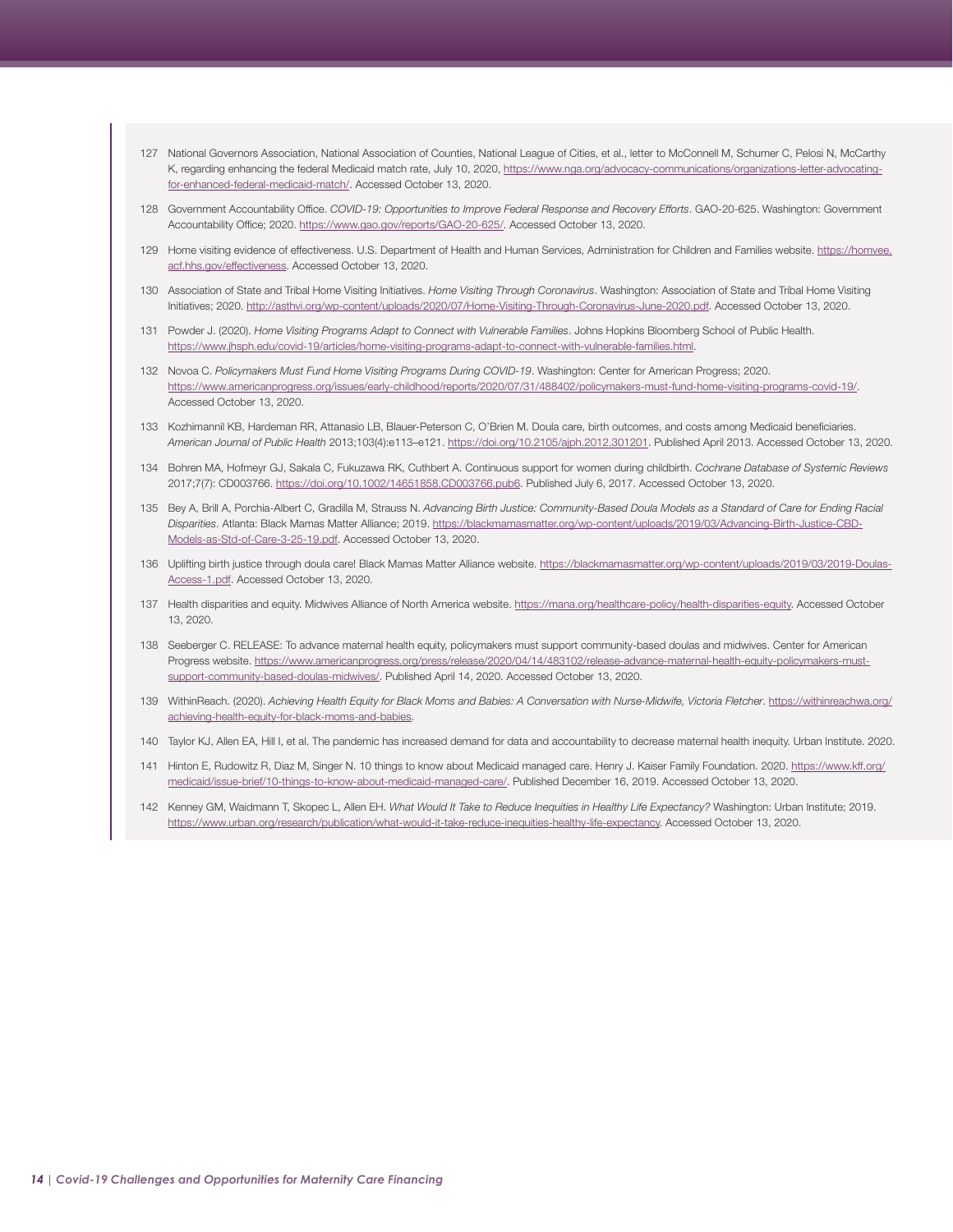127 National Governors Association, National Association of Counties, National League of Cities, et al., letter to McConnell M, Schumer C, Pelosi N, McCarthy K, regarding enhancing the federal Medicaid match rate, July 10, 2020, https://www.nga.org/advocacy-communications/organizations-letter-advocating-for-enhanced-federal-medicaid-match/. Accessed October 13, 2020.

128 Government Accountability Office. *COVID-19: Opportunities to Improve Federal Response and Recovery Efforts*. GAO-20-625. Washington: Government Accountability Office; 2020. https://www.gao.gov/reports/GAO-20-625/. Accessed October 13, 2020.

129 Home visiting evidence of effectiveness. U.S. Department of Health and Human Services, Administration for Children and Families website. https://homvee.acf.hhs.gov/effectiveness. Accessed October 13, 2020.

130 Association of State and Tribal Home Visiting Initiatives. *Home Visiting Through Coronavirus*. Washington: Association of State and Tribal Home Visiting Initiatives; 2020. http://asthvi.org/wp-content/uploads/2020/07/Home-Visiting-Through-Coronavirus-June-2020.pdf. Accessed October 13, 2020.

131 Powder J. (2020). *Home Visiting Programs Adapt to Connect with Vulnerable Families*. Johns Hopkins Bloomberg School of Public Health. https://www.jhsph.edu/covid-19/articles/home-visiting-programs-adapt-to-connect-with-vulnerable-families.html.

132 Novoa C. *Policymakers Must Fund Home Visiting Programs During COVID-19*. Washington: Center for American Progress; 2020. https://www.americanprogress.org/issues/early-childhood/reports/2020/07/31/488402/policymakers-must-fund-home-visiting-programs-covid-19/. Accessed October 13, 2020.

133 Kozhimannil KB, Hardeman RR, Attanasio LB, Blauer-Peterson C, O'Brien M. Doula care, birth outcomes, and costs among Medicaid beneficiaries. *American Journal of Public Health* 2013;103(4):e113–e121. https://doi.org/10.2105/ajph.2012.301201. Published April 2013. Accessed October 13, 2020.

134 Bohren MA, Hofmeyr GJ, Sakala C, Fukuzawa RK, Cuthbert A. Continuous support for women during childbirth. *Cochrane Database of Systemic Reviews* 2017;7(7): CD003766. https://doi.org/10.1002/14651858.CD003766.pub6. Published July 6, 2017. Accessed October 13, 2020.

135 Bey A, Brill A, Porchia-Albert C, Gradilla M, Strauss N. *Advancing Birth Justice: Community-Based Doula Models as a Standard of Care for Ending Racial Disparities*. Atlanta: Black Mamas Matter Alliance; 2019. https://blackmamasmatter.org/wp-content/uploads/2019/03/Advancing-Birth-Justice-CBD-Models-as-Std-of-Care-3-25-19.pdf. Accessed October 13, 2020.

136 Uplifting birth justice through doula care! Black Mamas Matter Alliance website. https://blackmamasmatter.org/wp-content/uploads/2019/03/2019-Doulas-Access-1.pdf. Accessed October 13, 2020.

137 Health disparities and equity. Midwives Alliance of North America website. https://mana.org/healthcare-policy/health-disparities-equity. Accessed October 13, 2020.

138 Seeberger C. RELEASE: To advance maternal health equity, policymakers must support community-based doulas and midwives. Center for American Progress website. https://www.americanprogress.org/press/release/2020/04/14/483102/release-advance-maternal-health-equity-policymakers-must-support-community-based-doulas-midwives/. Published April 14, 2020. Accessed October 13, 2020.

139 WithinReach. (2020). *Achieving Health Equity for Black Moms and Babies: A Conversation with Nurse-Midwife, Victoria Fletcher*. https://withinreachwa.org/achieving-health-equity-for-black-moms-and-babies.

140 Taylor KJ, Allen EA, Hill I, et al. The pandemic has increased demand for data and accountability to decrease maternal health inequity. Urban Institute. 2020.

141 Hinton E, Rudowitz R, Diaz M, Singer N. 10 things to know about Medicaid managed care. Henry J. Kaiser Family Foundation. 2020. https://www.kff.org/medicaid/issue-brief/10-things-to-know-about-medicaid-managed-care/. Published December 16, 2019. Accessed October 13, 2020.

142 Kenney GM, Waidmann T, Skopec L, Allen EH. *What Would It Take to Reduce Inequities in Healthy Life Expectancy?* Washington: Urban Institute; 2019. https://www.urban.org/research/publication/what-would-it-take-reduce-inequities-healthy-life-expectancy. Accessed October 13, 2020.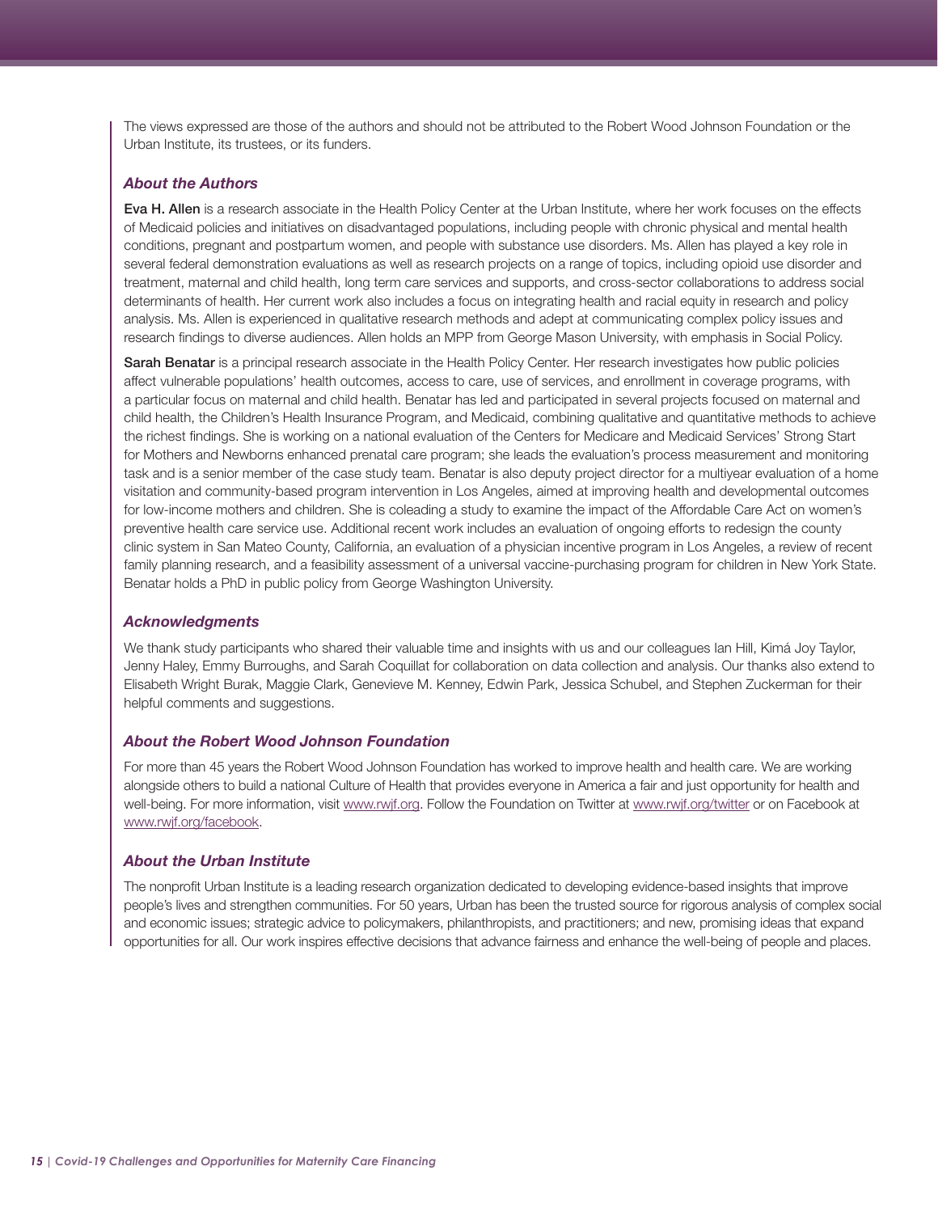The views expressed are those of the authors and should not be attributed to the Robert Wood Johnson Foundation or the Urban Institute, its trustees, or its funders.

### *About the Authors*

**Eva H. Allen** is a research associate in the Health Policy Center at the Urban Institute, where her work focuses on the effects of Medicaid policies and initiatives on disadvantaged populations, including people with chronic physical and mental health conditions, pregnant and postpartum women, and people with substance use disorders. Ms. Allen has played a key role in several federal demonstration evaluations as well as research projects on a range of topics, including opioid use disorder and treatment, maternal and child health, long term care services and supports, and cross-sector collaborations to address social determinants of health. Her current work also includes a focus on integrating health and racial equity in research and policy analysis. Ms. Allen is experienced in qualitative research methods and adept at communicating complex policy issues and research findings to diverse audiences. Allen holds an MPP from George Mason University, with emphasis in Social Policy.

**Sarah Benatar** is a principal research associate in the Health Policy Center. Her research investigates how public policies affect vulnerable populations' health outcomes, access to care, use of services, and enrollment in coverage programs, with a particular focus on maternal and child health. Benatar has led and participated in several projects focused on maternal and child health, the Children's Health Insurance Program, and Medicaid, combining qualitative and quantitative methods to achieve the richest findings. She is working on a national evaluation of the Centers for Medicare and Medicaid Services' Strong Start for Mothers and Newborns enhanced prenatal care program; she leads the evaluation's process measurement and monitoring task and is a senior member of the case study team. Benatar is also deputy project director for a multiyear evaluation of a home visitation and community-based program intervention in Los Angeles, aimed at improving health and developmental outcomes for low-income mothers and children. She is coleading a study to examine the impact of the Affordable Care Act on women's preventive health care service use. Additional recent work includes an evaluation of ongoing efforts to redesign the county clinic system in San Mateo County, California, an evaluation of a physician incentive program in Los Angeles, a review of recent family planning research, and a feasibility assessment of a universal vaccine-purchasing program for children in New York State. Benatar holds a PhD in public policy from George Washington University.

### *Acknowledgments*

We thank study participants who shared their valuable time and insights with us and our colleagues Ian Hill, Kimá Joy Taylor, Jenny Haley, Emmy Burroughs, and Sarah Coquillat for collaboration on data collection and analysis. Our thanks also extend to Elisabeth Wright Burak, Maggie Clark, Genevieve M. Kenney, Edwin Park, Jessica Schubel, and Stephen Zuckerman for their helpful comments and suggestions.

### *About the Robert Wood Johnson Foundation*

For more than 45 years the Robert Wood Johnson Foundation has worked to improve health and health care. We are working alongside others to build a national Culture of Health that provides everyone in America a fair and just opportunity for health and well-being. For more information, visit www.rwjf.org. Follow the Foundation on Twitter at www.rwjf.org/twitter or on Facebook at www.rwjf.org/facebook.

### *About the Urban Institute*

The nonprofit Urban Institute is a leading research organization dedicated to developing evidence-based insights that improve people's lives and strengthen communities. For 50 years, Urban has been the trusted source for rigorous analysis of complex social and economic issues; strategic advice to policymakers, philanthropists, and practitioners; and new, promising ideas that expand opportunities for all. Our work inspires effective decisions that advance fairness and enhance the well-being of people and places.